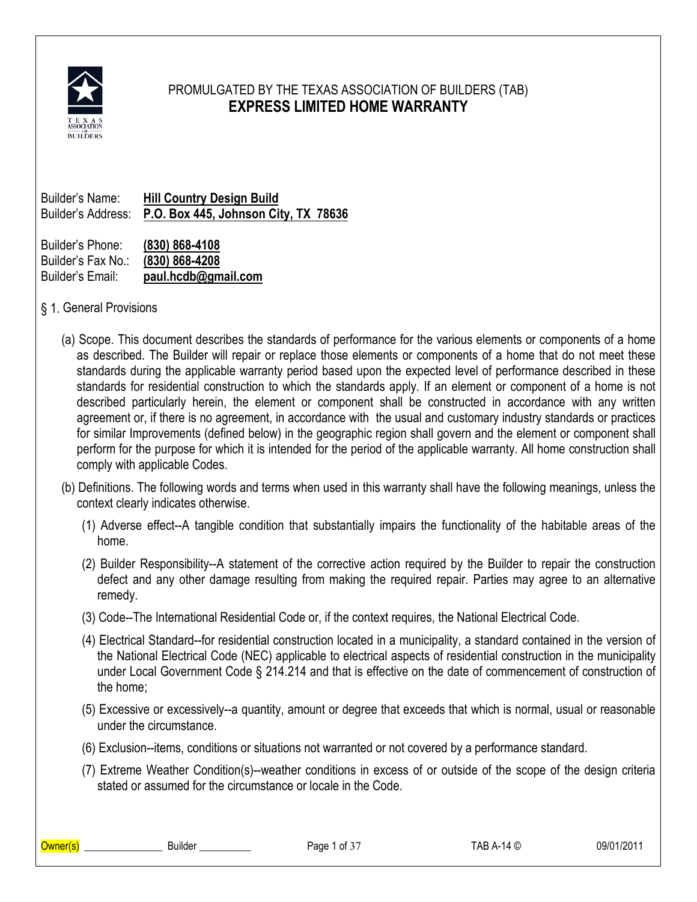PROMULGATED BY THE TEXAS ASSOCIATION OF BUILDERS (TAB)

# EXPRESS LIMITED HOME WARRANTY

Builder's Name: **Hill Country Design Build**
Builder's Address: **P.O. Box 445, Johnson City, TX 78636**

Builder's Phone: **(830) 868-4108**
Builder's Fax No.: **(830) 868-4208**
Builder's Email: **paul.hcdb@gmail.com**

## § 1. General Provisions

(a) Scope. This document describes the standards of performance for the various elements or components of a home as described. The Builder will repair or replace those elements or components of a home that do not meet these standards during the applicable warranty period based upon the expected level of performance described in these standards for residential construction to which the standards apply. If an element or component of a home is not described particularly herein, the element or component shall be constructed in accordance with any written agreement or, if there is no agreement, in accordance with the usual and customary industry standards or practices for similar Improvements (defined below) in the geographic region shall govern and the element or component shall perform for the purpose for which it is intended for the period of the applicable warranty. All home construction shall comply with applicable Codes.

(b) Definitions. The following words and terms when used in this warranty shall have the following meanings, unless the context clearly indicates otherwise.

(1) Adverse effect--A tangible condition that substantially impairs the functionality of the habitable areas of the home.

(2) Builder Responsibility--A statement of the corrective action required by the Builder to repair the construction defect and any other damage resulting from making the required repair. Parties may agree to an alternative remedy.

(3) Code--The International Residential Code or, if the context requires, the National Electrical Code.

(4) Electrical Standard--for residential construction located in a municipality, a standard contained in the version of the National Electrical Code (NEC) applicable to electrical aspects of residential construction in the municipality under Local Government Code § 214.214 and that is effective on the date of commencement of construction of the home;

(5) Excessive or excessively--a quantity, amount or degree that exceeds that which is normal, usual or reasonable under the circumstance.

(6) Exclusion--items, conditions or situations not warranted or not covered by a performance standard.

(7) Extreme Weather Condition(s)--weather conditions in excess of or outside of the scope of the design criteria stated or assumed for the circumstance or locale in the Code.

Owner(s) _______________ Builder __________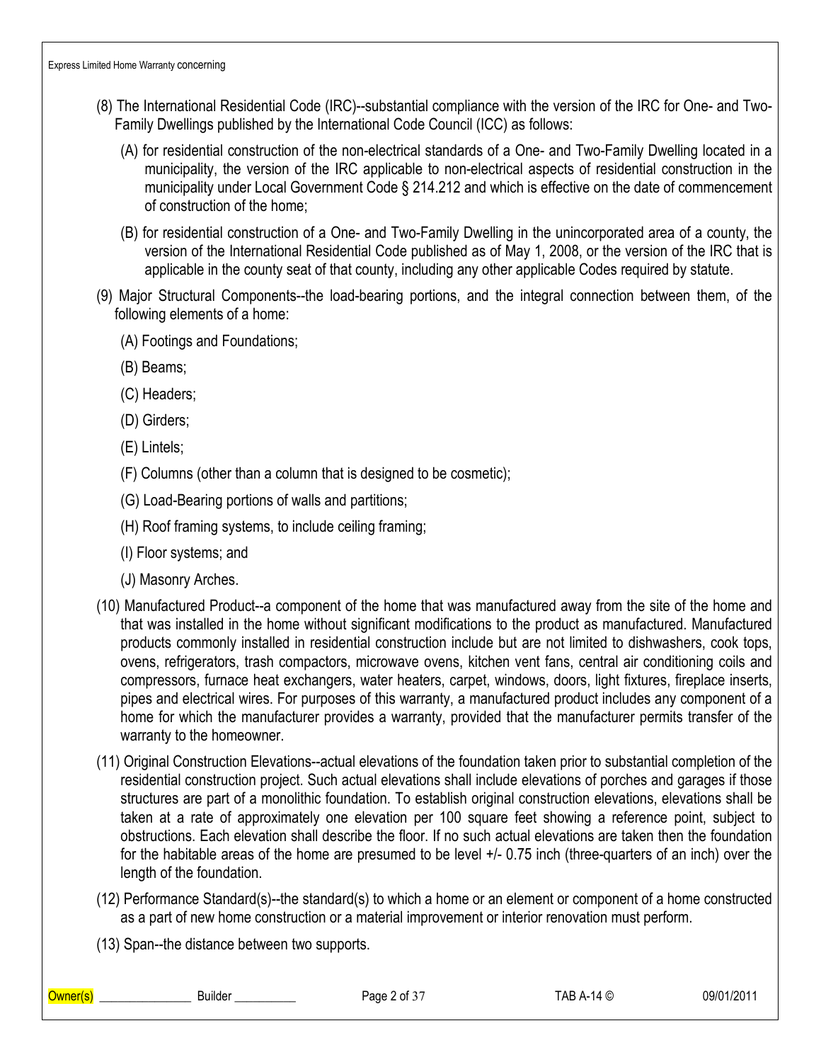(8) The International Residential Code (IRC)--substantial compliance with the version of the IRC for One- and Two-Family Dwellings published by the International Code Council (ICC) as follows:

(A) for residential construction of the non-electrical standards of a One- and Two-Family Dwelling located in a municipality, the version of the IRC applicable to non-electrical aspects of residential construction in the municipality under Local Government Code § 214.212 and which is effective on the date of commencement of construction of the home;

(B) for residential construction of a One- and Two-Family Dwelling in the unincorporated area of a county, the version of the International Residential Code published as of May 1, 2008, or the version of the IRC that is applicable in the county seat of that county, including any other applicable Codes required by statute.

(9) Major Structural Components--the load-bearing portions, and the integral connection between them, of the following elements of a home:

(A) Footings and Foundations;

(B) Beams;

(C) Headers;

(D) Girders;

(E) Lintels;

(F) Columns (other than a column that is designed to be cosmetic);

(G) Load-Bearing portions of walls and partitions;

(H) Roof framing systems, to include ceiling framing;

(I) Floor systems; and

(J) Masonry Arches.

(10) Manufactured Product--a component of the home that was manufactured away from the site of the home and that was installed in the home without significant modifications to the product as manufactured. Manufactured products commonly installed in residential construction include but are not limited to dishwashers, cook tops, ovens, refrigerators, trash compactors, microwave ovens, kitchen vent fans, central air conditioning coils and compressors, furnace heat exchangers, water heaters, carpet, windows, doors, light fixtures, fireplace inserts, pipes and electrical wires. For purposes of this warranty, a manufactured product includes any component of a home for which the manufacturer provides a warranty, provided that the manufacturer permits transfer of the warranty to the homeowner.

(11) Original Construction Elevations--actual elevations of the foundation taken prior to substantial completion of the residential construction project. Such actual elevations shall include elevations of porches and garages if those structures are part of a monolithic foundation. To establish original construction elevations, elevations shall be taken at a rate of approximately one elevation per 100 square feet showing a reference point, subject to obstructions. Each elevation shall describe the floor. If no such actual elevations are taken then the foundation for the habitable areas of the home are presumed to be level +/- 0.75 inch (three-quarters of an inch) over the length of the foundation.

(12) Performance Standard(s)--the standard(s) to which a home or an element or component of a home constructed as a part of new home construction or a material improvement or interior renovation must perform.

(13) Span--the distance between two supports.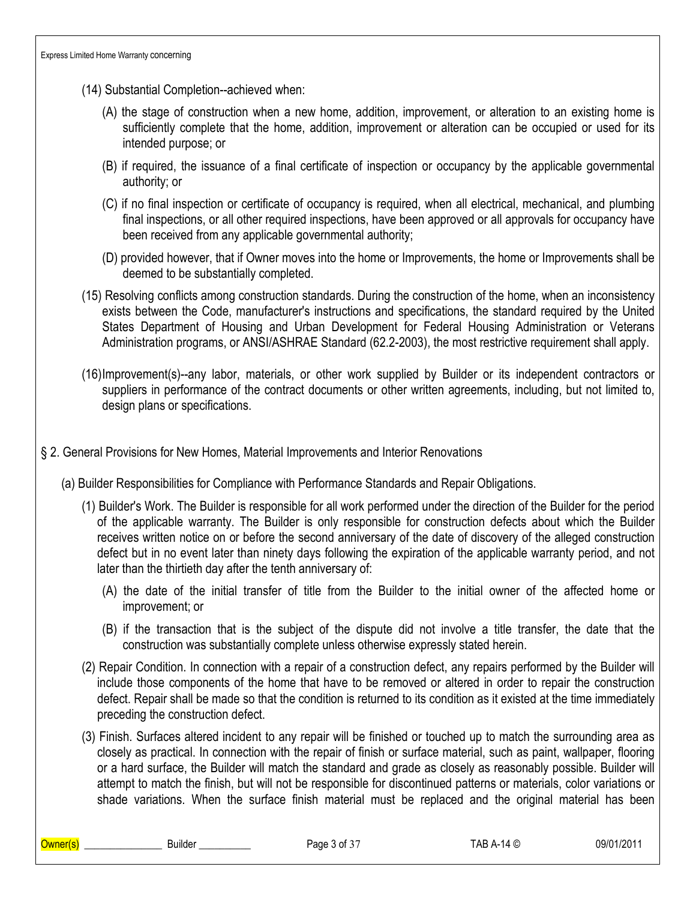(14) Substantial Completion--achieved when:

(A) the stage of construction when a new home, addition, improvement, or alteration to an existing home is sufficiently complete that the home, addition, improvement or alteration can be occupied or used for its intended purpose; or

(B) if required, the issuance of a final certificate of inspection or occupancy by the applicable governmental authority; or

(C) if no final inspection or certificate of occupancy is required, when all electrical, mechanical, and plumbing final inspections, or all other required inspections, have been approved or all approvals for occupancy have been received from any applicable governmental authority;

(D) provided however, that if Owner moves into the home or Improvements, the home or Improvements shall be deemed to be substantially completed.

(15) Resolving conflicts among construction standards. During the construction of the home, when an inconsistency exists between the Code, manufacturer's instructions and specifications, the standard required by the United States Department of Housing and Urban Development for Federal Housing Administration or Veterans Administration programs, or ANSI/ASHRAE Standard (62.2-2003), the most restrictive requirement shall apply.

(16) Improvement(s)--any labor, materials, or other work supplied by Builder or its independent contractors or suppliers in performance of the contract documents or other written agreements, including, but not limited to, design plans or specifications.

## § 2. General Provisions for New Homes, Material Improvements and Interior Renovations

(a) Builder Responsibilities for Compliance with Performance Standards and Repair Obligations.

(1) Builder's Work. The Builder is responsible for all work performed under the direction of the Builder for the period of the applicable warranty. The Builder is only responsible for construction defects about which the Builder receives written notice on or before the second anniversary of the date of discovery of the alleged construction defect but in no event later than ninety days following the expiration of the applicable warranty period, and not later than the thirtieth day after the tenth anniversary of:

(A) the date of the initial transfer of title from the Builder to the initial owner of the affected home or improvement; or

(B) if the transaction that is the subject of the dispute did not involve a title transfer, the date that the construction was substantially complete unless otherwise expressly stated herein.

(2) Repair Condition. In connection with a repair of a construction defect, any repairs performed by the Builder will include those components of the home that have to be removed or altered in order to repair the construction defect. Repair shall be made so that the condition is returned to its condition as it existed at the time immediately preceding the construction defect.

(3) Finish. Surfaces altered incident to any repair will be finished or touched up to match the surrounding area as closely as practical. In connection with the repair of finish or surface material, such as paint, wallpaper, flooring or a hard surface, the Builder will match the standard and grade as closely as reasonably possible. Builder will attempt to match the finish, but will not be responsible for discontinued patterns or materials, color variations or shade variations. When the surface finish material must be replaced and the original material has been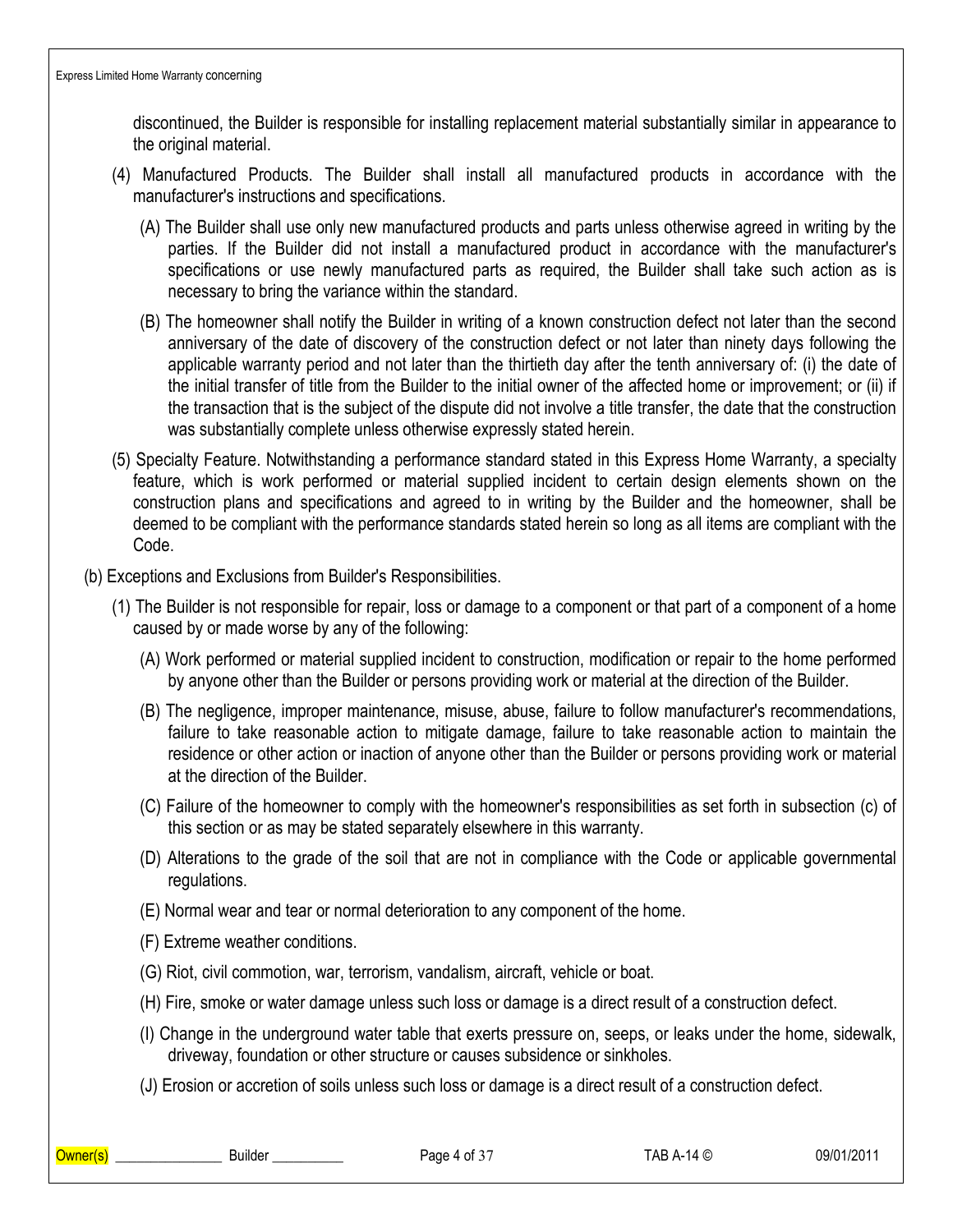discontinued, the Builder is responsible for installing replacement material substantially similar in appearance to the original material.

(4) Manufactured Products. The Builder shall install all manufactured products in accordance with the manufacturer's instructions and specifications.

(A) The Builder shall use only new manufactured products and parts unless otherwise agreed in writing by the parties. If the Builder did not install a manufactured product in accordance with the manufacturer's specifications or use newly manufactured parts as required, the Builder shall take such action as is necessary to bring the variance within the standard.

(B) The homeowner shall notify the Builder in writing of a known construction defect not later than the second anniversary of the date of discovery of the construction defect or not later than ninety days following the applicable warranty period and not later than the thirtieth day after the tenth anniversary of: (i) the date of the initial transfer of title from the Builder to the initial owner of the affected home or improvement; or (ii) if the transaction that is the subject of the dispute did not involve a title transfer, the date that the construction was substantially complete unless otherwise expressly stated herein.

(5) Specialty Feature. Notwithstanding a performance standard stated in this Express Home Warranty, a specialty feature, which is work performed or material supplied incident to certain design elements shown on the construction plans and specifications and agreed to in writing by the Builder and the homeowner, shall be deemed to be compliant with the performance standards stated herein so long as all items are compliant with the Code.

(b) Exceptions and Exclusions from Builder's Responsibilities.

(1) The Builder is not responsible for repair, loss or damage to a component or that part of a component of a home caused by or made worse by any of the following:

(A) Work performed or material supplied incident to construction, modification or repair to the home performed by anyone other than the Builder or persons providing work or material at the direction of the Builder.

(B) The negligence, improper maintenance, misuse, abuse, failure to follow manufacturer's recommendations, failure to take reasonable action to mitigate damage, failure to take reasonable action to maintain the residence or other action or inaction of anyone other than the Builder or persons providing work or material at the direction of the Builder.

(C) Failure of the homeowner to comply with the homeowner's responsibilities as set forth in subsection (c) of this section or as may be stated separately elsewhere in this warranty.

(D) Alterations to the grade of the soil that are not in compliance with the Code or applicable governmental regulations.

(E) Normal wear and tear or normal deterioration to any component of the home.

(F) Extreme weather conditions.

(G) Riot, civil commotion, war, terrorism, vandalism, aircraft, vehicle or boat.

(H) Fire, smoke or water damage unless such loss or damage is a direct result of a construction defect.

(I) Change in the underground water table that exerts pressure on, seeps, or leaks under the home, sidewalk, driveway, foundation or other structure or causes subsidence or sinkholes.

(J) Erosion or accretion of soils unless such loss or damage is a direct result of a construction defect.

Owner(s) _______________ Builder __________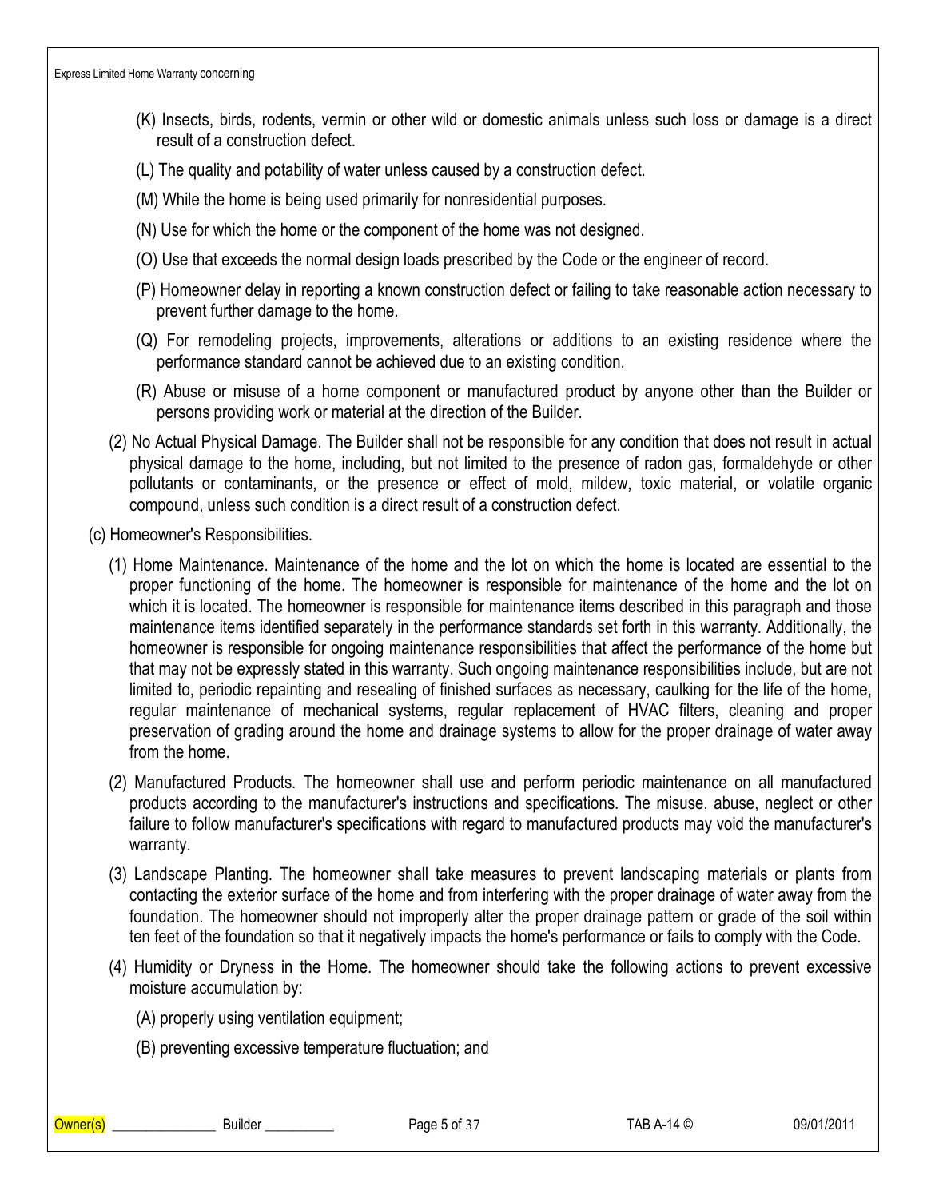(K) Insects, birds, rodents, vermin or other wild or domestic animals unless such loss or damage is a direct result of a construction defect.

(L) The quality and potability of water unless caused by a construction defect.

(M) While the home is being used primarily for nonresidential purposes.

(N) Use for which the home or the component of the home was not designed.

(O) Use that exceeds the normal design loads prescribed by the Code or the engineer of record.

(P) Homeowner delay in reporting a known construction defect or failing to take reasonable action necessary to prevent further damage to the home.

(Q) For remodeling projects, improvements, alterations or additions to an existing residence where the performance standard cannot be achieved due to an existing condition.

(R) Abuse or misuse of a home component or manufactured product by anyone other than the Builder or persons providing work or material at the direction of the Builder.

(2) No Actual Physical Damage. The Builder shall not be responsible for any condition that does not result in actual physical damage to the home, including, but not limited to the presence of radon gas, formaldehyde or other pollutants or contaminants, or the presence or effect of mold, mildew, toxic material, or volatile organic compound, unless such condition is a direct result of a construction defect.

(c) Homeowner's Responsibilities.

(1) Home Maintenance. Maintenance of the home and the lot on which the home is located are essential to the proper functioning of the home. The homeowner is responsible for maintenance of the home and the lot on which it is located. The homeowner is responsible for maintenance items described in this paragraph and those maintenance items identified separately in the performance standards set forth in this warranty. Additionally, the homeowner is responsible for ongoing maintenance responsibilities that affect the performance of the home but that may not be expressly stated in this warranty. Such ongoing maintenance responsibilities include, but are not limited to, periodic repainting and resealing of finished surfaces as necessary, caulking for the life of the home, regular maintenance of mechanical systems, regular replacement of HVAC filters, cleaning and proper preservation of grading around the home and drainage systems to allow for the proper drainage of water away from the home.

(2) Manufactured Products. The homeowner shall use and perform periodic maintenance on all manufactured products according to the manufacturer's instructions and specifications. The misuse, abuse, neglect or other failure to follow manufacturer's specifications with regard to manufactured products may void the manufacturer's warranty.

(3) Landscape Planting. The homeowner shall take measures to prevent landscaping materials or plants from contacting the exterior surface of the home and from interfering with the proper drainage of water away from the foundation. The homeowner should not improperly alter the proper drainage pattern or grade of the soil within ten feet of the foundation so that it negatively impacts the home's performance or fails to comply with the Code.

(4) Humidity or Dryness in the Home. The homeowner should take the following actions to prevent excessive moisture accumulation by:

(A) properly using ventilation equipment;

(B) preventing excessive temperature fluctuation; and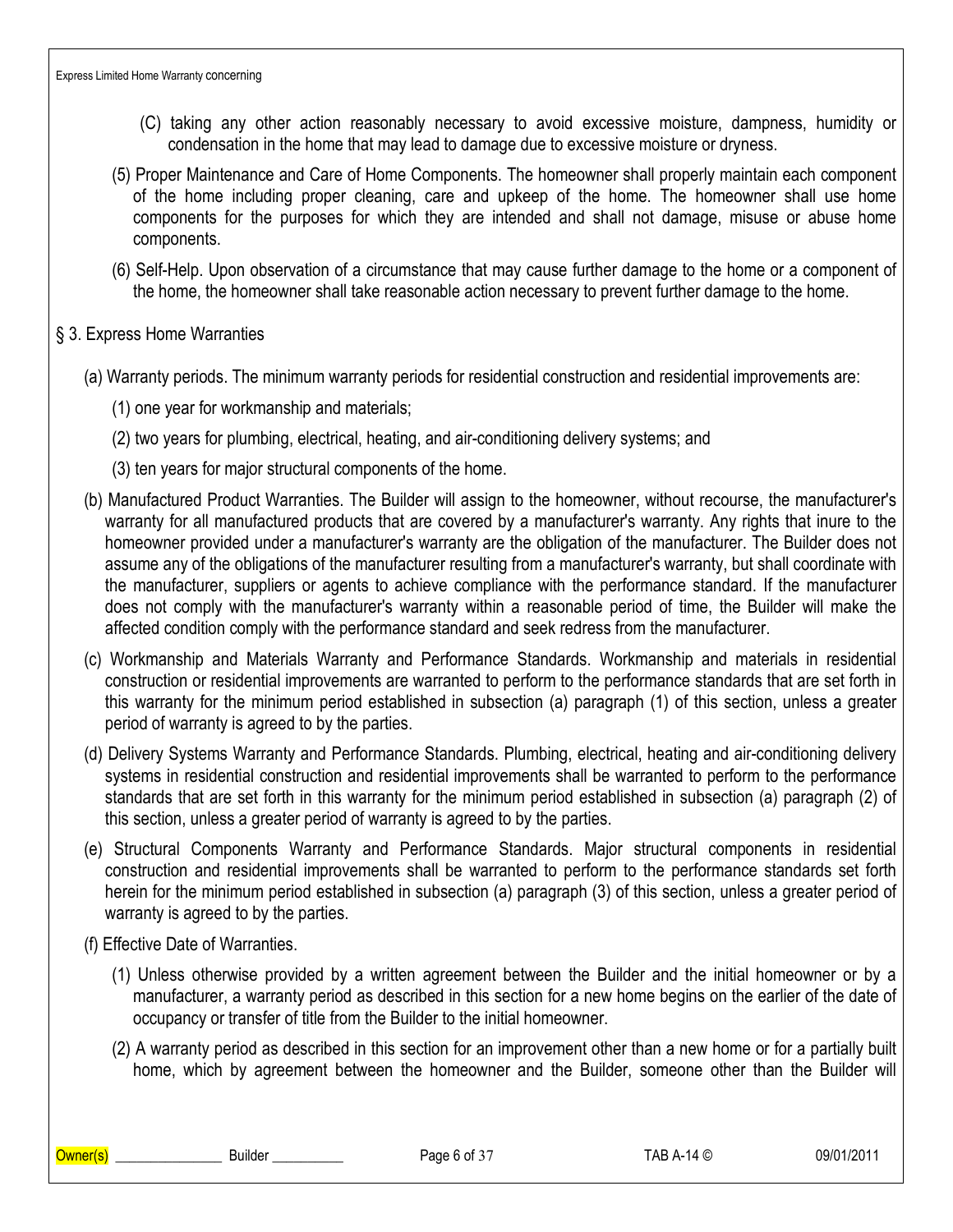(C) taking any other action reasonably necessary to avoid excessive moisture, dampness, humidity or condensation in the home that may lead to damage due to excessive moisture or dryness.

(5) Proper Maintenance and Care of Home Components. The homeowner shall properly maintain each component of the home including proper cleaning, care and upkeep of the home. The homeowner shall use home components for the purposes for which they are intended and shall not damage, misuse or abuse home components.

(6) Self-Help. Upon observation of a circumstance that may cause further damage to the home or a component of the home, the homeowner shall take reasonable action necessary to prevent further damage to the home.

## § 3. Express Home Warranties

(a) Warranty periods. The minimum warranty periods for residential construction and residential improvements are:

(1) one year for workmanship and materials;

(2) two years for plumbing, electrical, heating, and air-conditioning delivery systems; and

(3) ten years for major structural components of the home.

(b) Manufactured Product Warranties. The Builder will assign to the homeowner, without recourse, the manufacturer's warranty for all manufactured products that are covered by a manufacturer's warranty. Any rights that inure to the homeowner provided under a manufacturer's warranty are the obligation of the manufacturer. The Builder does not assume any of the obligations of the manufacturer resulting from a manufacturer's warranty, but shall coordinate with the manufacturer, suppliers or agents to achieve compliance with the performance standard. If the manufacturer does not comply with the manufacturer's warranty within a reasonable period of time, the Builder will make the affected condition comply with the performance standard and seek redress from the manufacturer.

(c) Workmanship and Materials Warranty and Performance Standards. Workmanship and materials in residential construction or residential improvements are warranted to perform to the performance standards that are set forth in this warranty for the minimum period established in subsection (a) paragraph (1) of this section, unless a greater period of warranty is agreed to by the parties.

(d) Delivery Systems Warranty and Performance Standards. Plumbing, electrical, heating and air-conditioning delivery systems in residential construction and residential improvements shall be warranted to perform to the performance standards that are set forth in this warranty for the minimum period established in subsection (a) paragraph (2) of this section, unless a greater period of warranty is agreed to by the parties.

(e) Structural Components Warranty and Performance Standards. Major structural components in residential construction and residential improvements shall be warranted to perform to the performance standards set forth herein for the minimum period established in subsection (a) paragraph (3) of this section, unless a greater period of warranty is agreed to by the parties.

(f) Effective Date of Warranties.

(1) Unless otherwise provided by a written agreement between the Builder and the initial homeowner or by a manufacturer, a warranty period as described in this section for a new home begins on the earlier of the date of occupancy or transfer of title from the Builder to the initial homeowner.

(2) A warranty period as described in this section for an improvement other than a new home or for a partially built home, which by agreement between the homeowner and the Builder, someone other than the Builder will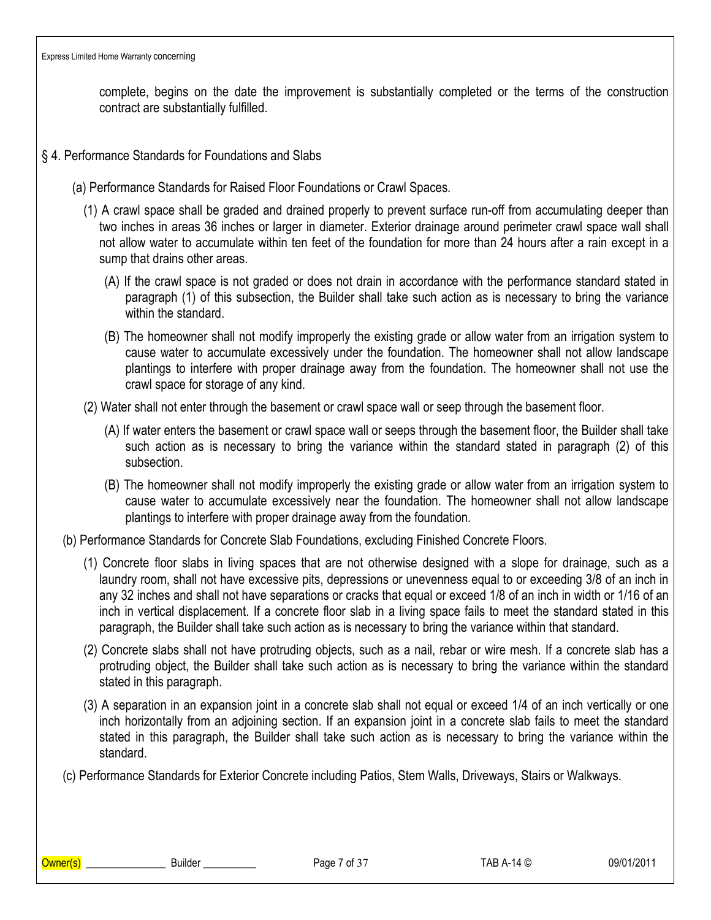complete, begins on the date the improvement is substantially completed or the terms of the construction contract are substantially fulfilled.

## § 4. Performance Standards for Foundations and Slabs

(a) Performance Standards for Raised Floor Foundations or Crawl Spaces.

(1) A crawl space shall be graded and drained properly to prevent surface run-off from accumulating deeper than two inches in areas 36 inches or larger in diameter. Exterior drainage around perimeter crawl space wall shall not allow water to accumulate within ten feet of the foundation for more than 24 hours after a rain except in a sump that drains other areas.

(A) If the crawl space is not graded or does not drain in accordance with the performance standard stated in paragraph (1) of this subsection, the Builder shall take such action as is necessary to bring the variance within the standard.

(B) The homeowner shall not modify improperly the existing grade or allow water from an irrigation system to cause water to accumulate excessively under the foundation. The homeowner shall not allow landscape plantings to interfere with proper drainage away from the foundation. The homeowner shall not use the crawl space for storage of any kind.

(2) Water shall not enter through the basement or crawl space wall or seep through the basement floor.

(A) If water enters the basement or crawl space wall or seeps through the basement floor, the Builder shall take such action as is necessary to bring the variance within the standard stated in paragraph (2) of this subsection.

(B) The homeowner shall not modify improperly the existing grade or allow water from an irrigation system to cause water to accumulate excessively near the foundation. The homeowner shall not allow landscape plantings to interfere with proper drainage away from the foundation.

(b) Performance Standards for Concrete Slab Foundations, excluding Finished Concrete Floors.

(1) Concrete floor slabs in living spaces that are not otherwise designed with a slope for drainage, such as a laundry room, shall not have excessive pits, depressions or unevenness equal to or exceeding 3/8 of an inch in any 32 inches and shall not have separations or cracks that equal or exceed 1/8 of an inch in width or 1/16 of an inch in vertical displacement. If a concrete floor slab in a living space fails to meet the standard stated in this paragraph, the Builder shall take such action as is necessary to bring the variance within that standard.

(2) Concrete slabs shall not have protruding objects, such as a nail, rebar or wire mesh. If a concrete slab has a protruding object, the Builder shall take such action as is necessary to bring the variance within the standard stated in this paragraph.

(3) A separation in an expansion joint in a concrete slab shall not equal or exceed 1/4 of an inch vertically or one inch horizontally from an adjoining section. If an expansion joint in a concrete slab fails to meet the standard stated in this paragraph, the Builder shall take such action as is necessary to bring the variance within the standard.

(c) Performance Standards for Exterior Concrete including Patios, Stem Walls, Driveways, Stairs or Walkways.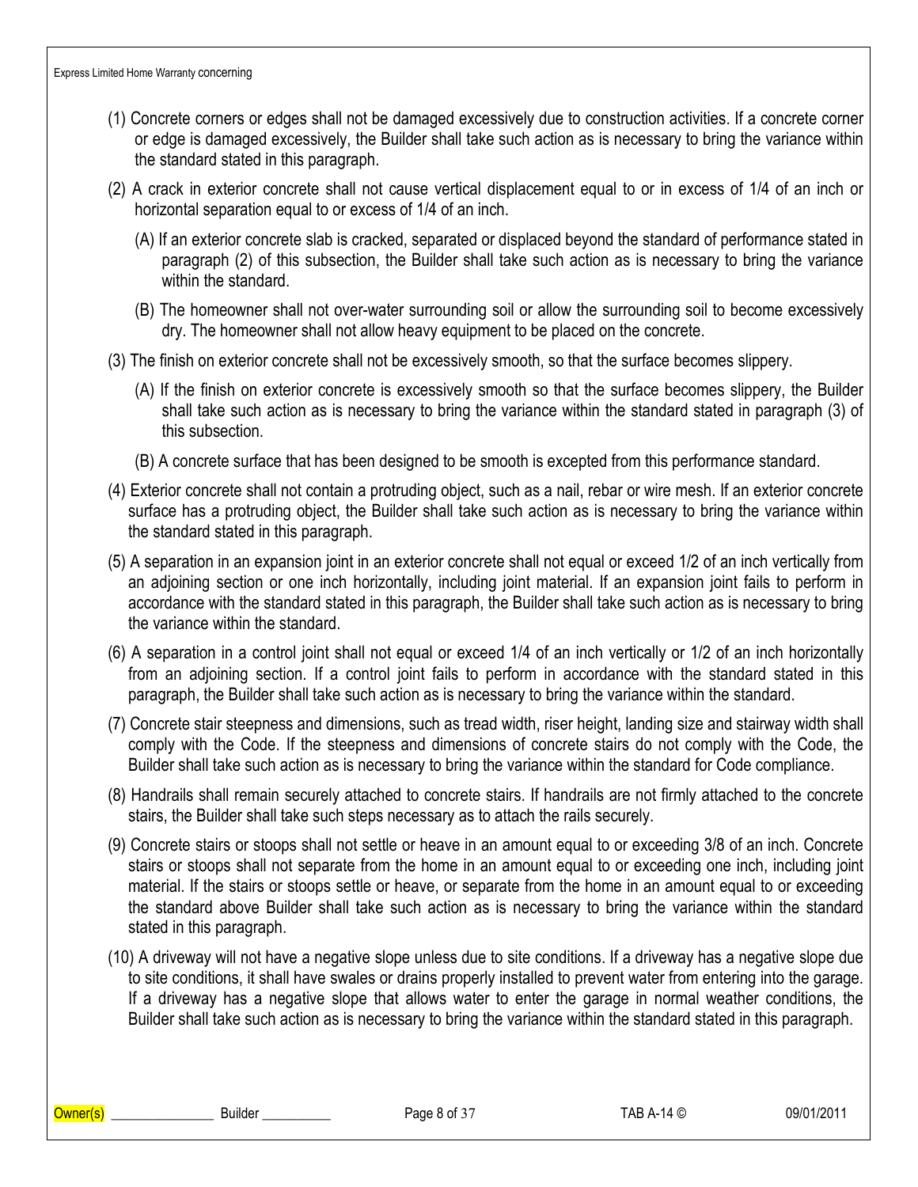(1) Concrete corners or edges shall not be damaged excessively due to construction activities. If a concrete corner or edge is damaged excessively, the Builder shall take such action as is necessary to bring the variance within the standard stated in this paragraph.

(2) A crack in exterior concrete shall not cause vertical displacement equal to or in excess of 1/4 of an inch or horizontal separation equal to or excess of 1/4 of an inch.

(A) If an exterior concrete slab is cracked, separated or displaced beyond the standard of performance stated in paragraph (2) of this subsection, the Builder shall take such action as is necessary to bring the variance within the standard.

(B) The homeowner shall not over-water surrounding soil or allow the surrounding soil to become excessively dry. The homeowner shall not allow heavy equipment to be placed on the concrete.

(3) The finish on exterior concrete shall not be excessively smooth, so that the surface becomes slippery.

(A) If the finish on exterior concrete is excessively smooth so that the surface becomes slippery, the Builder shall take such action as is necessary to bring the variance within the standard stated in paragraph (3) of this subsection.

(B) A concrete surface that has been designed to be smooth is excepted from this performance standard.

(4) Exterior concrete shall not contain a protruding object, such as a nail, rebar or wire mesh. If an exterior concrete surface has a protruding object, the Builder shall take such action as is necessary to bring the variance within the standard stated in this paragraph.

(5) A separation in an expansion joint in an exterior concrete shall not equal or exceed 1/2 of an inch vertically from an adjoining section or one inch horizontally, including joint material. If an expansion joint fails to perform in accordance with the standard stated in this paragraph, the Builder shall take such action as is necessary to bring the variance within the standard.

(6) A separation in a control joint shall not equal or exceed 1/4 of an inch vertically or 1/2 of an inch horizontally from an adjoining section. If a control joint fails to perform in accordance with the standard stated in this paragraph, the Builder shall take such action as is necessary to bring the variance within the standard.

(7) Concrete stair steepness and dimensions, such as tread width, riser height, landing size and stairway width shall comply with the Code. If the steepness and dimensions of concrete stairs do not comply with the Code, the Builder shall take such action as is necessary to bring the variance within the standard for Code compliance.

(8) Handrails shall remain securely attached to concrete stairs. If handrails are not firmly attached to the concrete stairs, the Builder shall take such steps necessary as to attach the rails securely.

(9) Concrete stairs or stoops shall not settle or heave in an amount equal to or exceeding 3/8 of an inch. Concrete stairs or stoops shall not separate from the home in an amount equal to or exceeding one inch, including joint material. If the stairs or stoops settle or heave, or separate from the home in an amount equal to or exceeding the standard above Builder shall take such action as is necessary to bring the variance within the standard stated in this paragraph.

(10) A driveway will not have a negative slope unless due to site conditions. If a driveway has a negative slope due to site conditions, it shall have swales or drains properly installed to prevent water from entering into the garage. If a driveway has a negative slope that allows water to enter the garage in normal weather conditions, the Builder shall take such action as is necessary to bring the variance within the standard stated in this paragraph.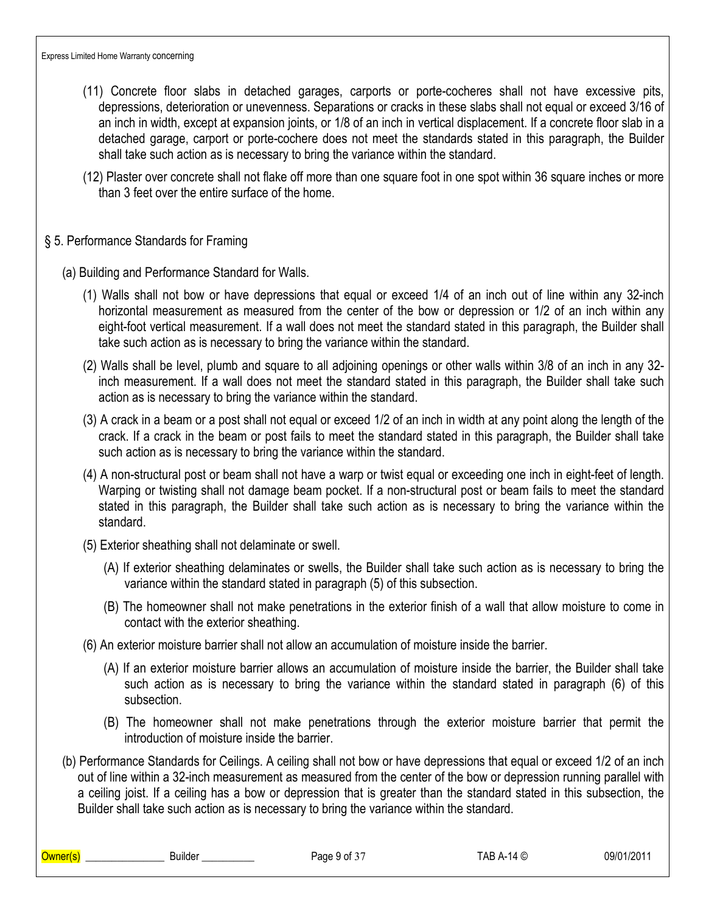(11) Concrete floor slabs in detached garages, carports or porte-cocheres shall not have excessive pits, depressions, deterioration or unevenness. Separations or cracks in these slabs shall not equal or exceed 3/16 of an inch in width, except at expansion joints, or 1/8 of an inch in vertical displacement. If a concrete floor slab in a detached garage, carport or porte-cochere does not meet the standards stated in this paragraph, the Builder shall take such action as is necessary to bring the variance within the standard.

(12) Plaster over concrete shall not flake off more than one square foot in one spot within 36 square inches or more than 3 feet over the entire surface of the home.

## § 5. Performance Standards for Framing

(a) Building and Performance Standard for Walls.

(1) Walls shall not bow or have depressions that equal or exceed 1/4 of an inch out of line within any 32-inch horizontal measurement as measured from the center of the bow or depression or 1/2 of an inch within any eight-foot vertical measurement. If a wall does not meet the standard stated in this paragraph, the Builder shall take such action as is necessary to bring the variance within the standard.

(2) Walls shall be level, plumb and square to all adjoining openings or other walls within 3/8 of an inch in any 32-inch measurement. If a wall does not meet the standard stated in this paragraph, the Builder shall take such action as is necessary to bring the variance within the standard.

(3) A crack in a beam or a post shall not equal or exceed 1/2 of an inch in width at any point along the length of the crack. If a crack in the beam or post fails to meet the standard stated in this paragraph, the Builder shall take such action as is necessary to bring the variance within the standard.

(4) A non-structural post or beam shall not have a warp or twist equal or exceeding one inch in eight-feet of length. Warping or twisting shall not damage beam pocket. If a non-structural post or beam fails to meet the standard stated in this paragraph, the Builder shall take such action as is necessary to bring the variance within the standard.

(5) Exterior sheathing shall not delaminate or swell.

(A) If exterior sheathing delaminates or swells, the Builder shall take such action as is necessary to bring the variance within the standard stated in paragraph (5) of this subsection.

(B) The homeowner shall not make penetrations in the exterior finish of a wall that allow moisture to come in contact with the exterior sheathing.

(6) An exterior moisture barrier shall not allow an accumulation of moisture inside the barrier.

(A) If an exterior moisture barrier allows an accumulation of moisture inside the barrier, the Builder shall take such action as is necessary to bring the variance within the standard stated in paragraph (6) of this subsection.

(B) The homeowner shall not make penetrations through the exterior moisture barrier that permit the introduction of moisture inside the barrier.

(b) Performance Standards for Ceilings. A ceiling shall not bow or have depressions that equal or exceed 1/2 of an inch out of line within a 32-inch measurement as measured from the center of the bow or depression running parallel with a ceiling joist. If a ceiling has a bow or depression that is greater than the standard stated in this subsection, the Builder shall take such action as is necessary to bring the variance within the standard.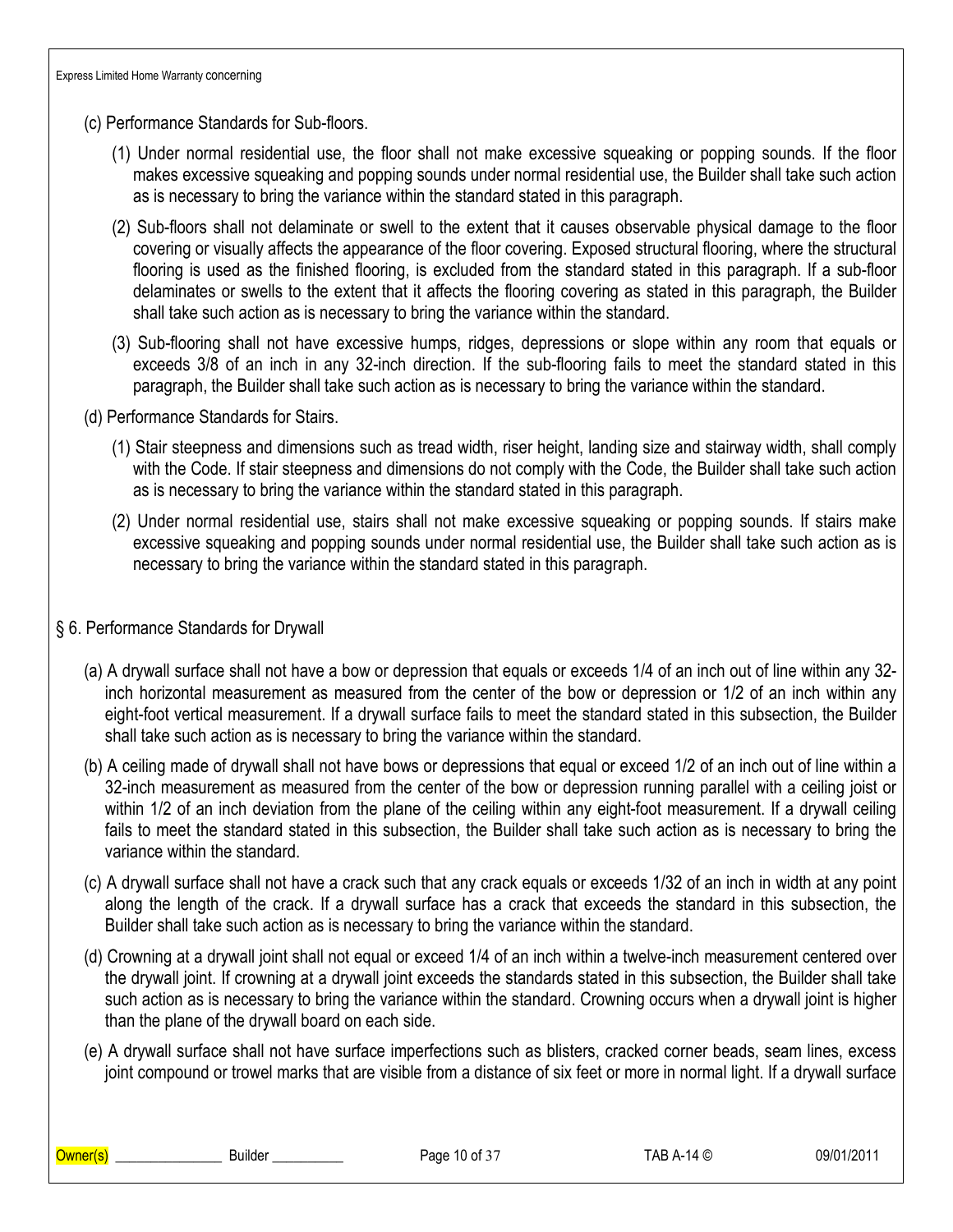(c) Performance Standards for Sub-floors.

(1) Under normal residential use, the floor shall not make excessive squeaking or popping sounds. If the floor makes excessive squeaking and popping sounds under normal residential use, the Builder shall take such action as is necessary to bring the variance within the standard stated in this paragraph.

(2) Sub-floors shall not delaminate or swell to the extent that it causes observable physical damage to the floor covering or visually affects the appearance of the floor covering. Exposed structural flooring, where the structural flooring is used as the finished flooring, is excluded from the standard stated in this paragraph. If a sub-floor delaminates or swells to the extent that it affects the flooring covering as stated in this paragraph, the Builder shall take such action as is necessary to bring the variance within the standard.

(3) Sub-flooring shall not have excessive humps, ridges, depressions or slope within any room that equals or exceeds 3/8 of an inch in any 32-inch direction. If the sub-flooring fails to meet the standard stated in this paragraph, the Builder shall take such action as is necessary to bring the variance within the standard.

(d) Performance Standards for Stairs.

(1) Stair steepness and dimensions such as tread width, riser height, landing size and stairway width, shall comply with the Code. If stair steepness and dimensions do not comply with the Code, the Builder shall take such action as is necessary to bring the variance within the standard stated in this paragraph.

(2) Under normal residential use, stairs shall not make excessive squeaking or popping sounds. If stairs make excessive squeaking and popping sounds under normal residential use, the Builder shall take such action as is necessary to bring the variance within the standard stated in this paragraph.

## § 6. Performance Standards for Drywall

(a) A drywall surface shall not have a bow or depression that equals or exceeds 1/4 of an inch out of line within any 32-inch horizontal measurement as measured from the center of the bow or depression or 1/2 of an inch within any eight-foot vertical measurement. If a drywall surface fails to meet the standard stated in this subsection, the Builder shall take such action as is necessary to bring the variance within the standard.

(b) A ceiling made of drywall shall not have bows or depressions that equal or exceed 1/2 of an inch out of line within a 32-inch measurement as measured from the center of the bow or depression running parallel with a ceiling joist or within 1/2 of an inch deviation from the plane of the ceiling within any eight-foot measurement. If a drywall ceiling fails to meet the standard stated in this subsection, the Builder shall take such action as is necessary to bring the variance within the standard.

(c) A drywall surface shall not have a crack such that any crack equals or exceeds 1/32 of an inch in width at any point along the length of the crack. If a drywall surface has a crack that exceeds the standard in this subsection, the Builder shall take such action as is necessary to bring the variance within the standard.

(d) Crowning at a drywall joint shall not equal or exceed 1/4 of an inch within a twelve-inch measurement centered over the drywall joint. If crowning at a drywall joint exceeds the standards stated in this subsection, the Builder shall take such action as is necessary to bring the variance within the standard. Crowning occurs when a drywall joint is higher than the plane of the drywall board on each side.

(e) A drywall surface shall not have surface imperfections such as blisters, cracked corner beads, seam lines, excess joint compound or trowel marks that are visible from a distance of six feet or more in normal light. If a drywall surface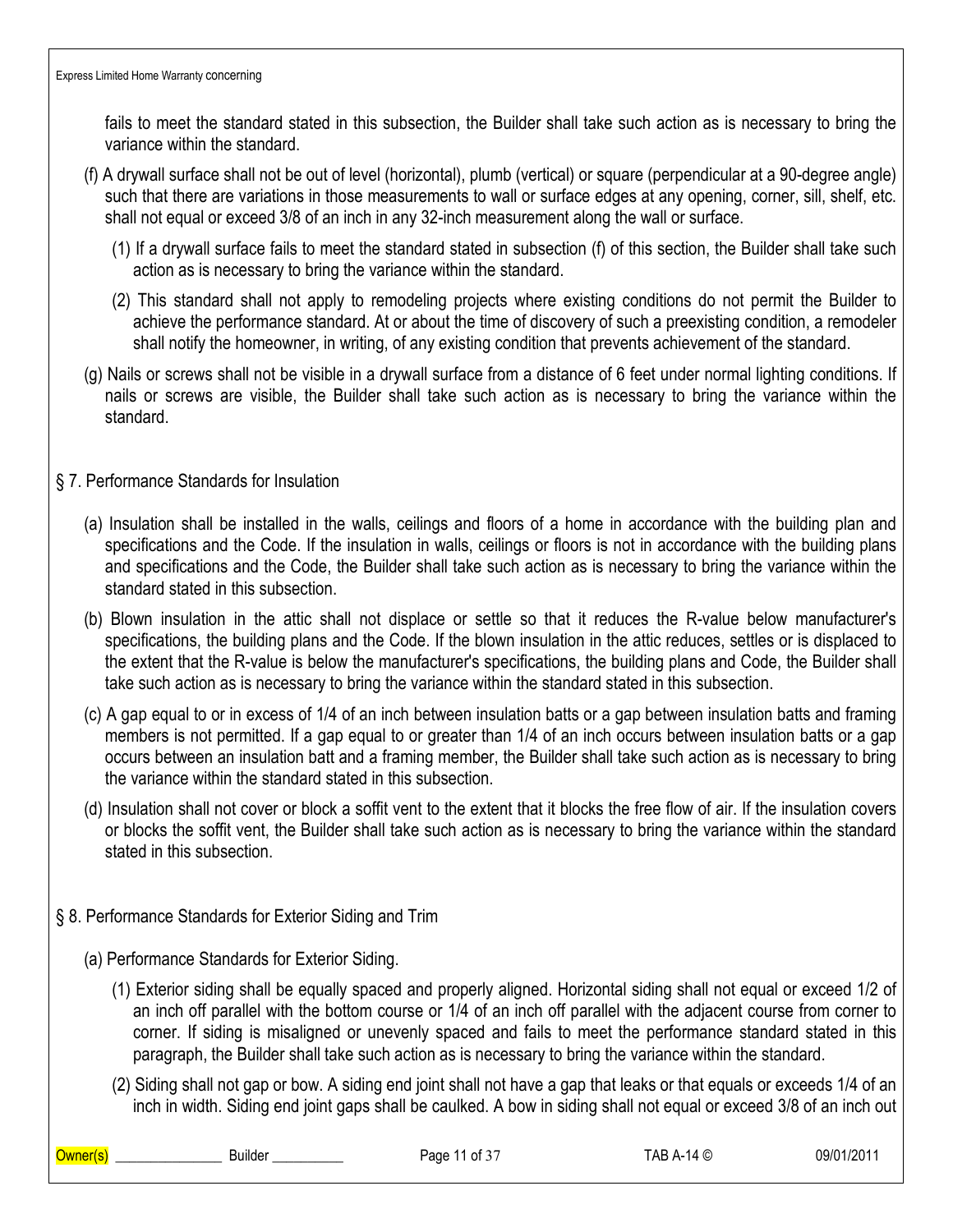fails to meet the standard stated in this subsection, the Builder shall take such action as is necessary to bring the variance within the standard.

(f) A drywall surface shall not be out of level (horizontal), plumb (vertical) or square (perpendicular at a 90-degree angle) such that there are variations in those measurements to wall or surface edges at any opening, corner, sill, shelf, etc. shall not equal or exceed 3/8 of an inch in any 32-inch measurement along the wall or surface.

(1) If a drywall surface fails to meet the standard stated in subsection (f) of this section, the Builder shall take such action as is necessary to bring the variance within the standard.

(2) This standard shall not apply to remodeling projects where existing conditions do not permit the Builder to achieve the performance standard. At or about the time of discovery of such a preexisting condition, a remodeler shall notify the homeowner, in writing, of any existing condition that prevents achievement of the standard.

(g) Nails or screws shall not be visible in a drywall surface from a distance of 6 feet under normal lighting conditions. If nails or screws are visible, the Builder shall take such action as is necessary to bring the variance within the standard.

## § 7. Performance Standards for Insulation

(a) Insulation shall be installed in the walls, ceilings and floors of a home in accordance with the building plan and specifications and the Code. If the insulation in walls, ceilings or floors is not in accordance with the building plans and specifications and the Code, the Builder shall take such action as is necessary to bring the variance within the standard stated in this subsection.

(b) Blown insulation in the attic shall not displace or settle so that it reduces the R-value below manufacturer's specifications, the building plans and the Code. If the blown insulation in the attic reduces, settles or is displaced to the extent that the R-value is below the manufacturer's specifications, the building plans and Code, the Builder shall take such action as is necessary to bring the variance within the standard stated in this subsection.

(c) A gap equal to or in excess of 1/4 of an inch between insulation batts or a gap between insulation batts and framing members is not permitted. If a gap equal to or greater than 1/4 of an inch occurs between insulation batts or a gap occurs between an insulation batt and a framing member, the Builder shall take such action as is necessary to bring the variance within the standard stated in this subsection.

(d) Insulation shall not cover or block a soffit vent to the extent that it blocks the free flow of air. If the insulation covers or blocks the soffit vent, the Builder shall take such action as is necessary to bring the variance within the standard stated in this subsection.

## § 8. Performance Standards for Exterior Siding and Trim

(a) Performance Standards for Exterior Siding.

(1) Exterior siding shall be equally spaced and properly aligned. Horizontal siding shall not equal or exceed 1/2 of an inch off parallel with the bottom course or 1/4 of an inch off parallel with the adjacent course from corner to corner. If siding is misaligned or unevenly spaced and fails to meet the performance standard stated in this paragraph, the Builder shall take such action as is necessary to bring the variance within the standard.

(2) Siding shall not gap or bow. A siding end joint shall not have a gap that leaks or that equals or exceeds 1/4 of an inch in width. Siding end joint gaps shall be caulked. A bow in siding shall not equal or exceed 3/8 of an inch out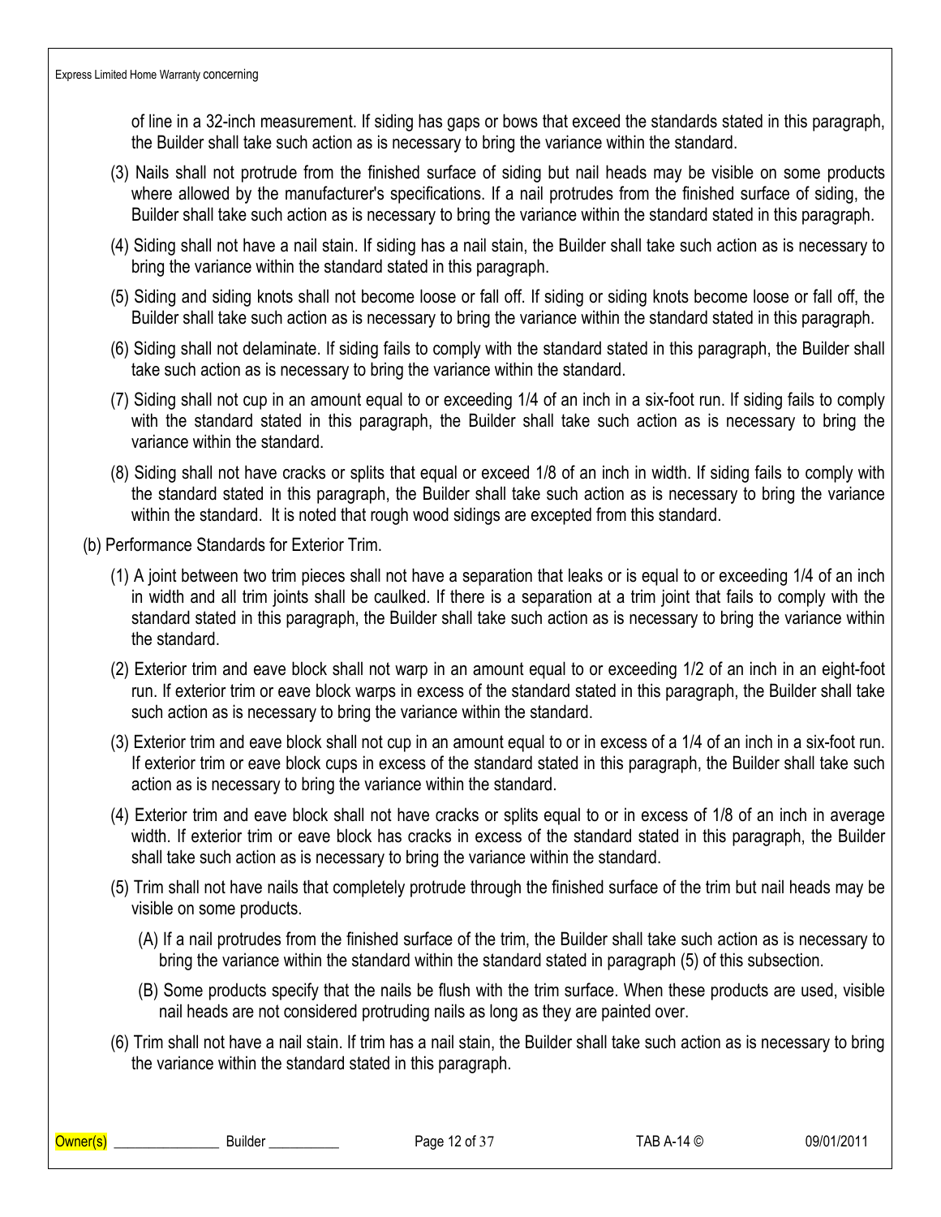of line in a 32-inch measurement. If siding has gaps or bows that exceed the standards stated in this paragraph, the Builder shall take such action as is necessary to bring the variance within the standard.

(3) Nails shall not protrude from the finished surface of siding but nail heads may be visible on some products where allowed by the manufacturer's specifications. If a nail protrudes from the finished surface of siding, the Builder shall take such action as is necessary to bring the variance within the standard stated in this paragraph.

(4) Siding shall not have a nail stain. If siding has a nail stain, the Builder shall take such action as is necessary to bring the variance within the standard stated in this paragraph.

(5) Siding and siding knots shall not become loose or fall off. If siding or siding knots become loose or fall off, the Builder shall take such action as is necessary to bring the variance within the standard stated in this paragraph.

(6) Siding shall not delaminate. If siding fails to comply with the standard stated in this paragraph, the Builder shall take such action as is necessary to bring the variance within the standard.

(7) Siding shall not cup in an amount equal to or exceeding 1/4 of an inch in a six-foot run. If siding fails to comply with the standard stated in this paragraph, the Builder shall take such action as is necessary to bring the variance within the standard.

(8) Siding shall not have cracks or splits that equal or exceed 1/8 of an inch in width. If siding fails to comply with the standard stated in this paragraph, the Builder shall take such action as is necessary to bring the variance within the standard. It is noted that rough wood sidings are excepted from this standard.

(b) Performance Standards for Exterior Trim.

(1) A joint between two trim pieces shall not have a separation that leaks or is equal to or exceeding 1/4 of an inch in width and all trim joints shall be caulked. If there is a separation at a trim joint that fails to comply with the standard stated in this paragraph, the Builder shall take such action as is necessary to bring the variance within the standard.

(2) Exterior trim and eave block shall not warp in an amount equal to or exceeding 1/2 of an inch in an eight-foot run. If exterior trim or eave block warps in excess of the standard stated in this paragraph, the Builder shall take such action as is necessary to bring the variance within the standard.

(3) Exterior trim and eave block shall not cup in an amount equal to or in excess of a 1/4 of an inch in a six-foot run. If exterior trim or eave block cups in excess of the standard stated in this paragraph, the Builder shall take such action as is necessary to bring the variance within the standard.

(4) Exterior trim and eave block shall not have cracks or splits equal to or in excess of 1/8 of an inch in average width. If exterior trim or eave block has cracks in excess of the standard stated in this paragraph, the Builder shall take such action as is necessary to bring the variance within the standard.

(5) Trim shall not have nails that completely protrude through the finished surface of the trim but nail heads may be visible on some products.

(A) If a nail protrudes from the finished surface of the trim, the Builder shall take such action as is necessary to bring the variance within the standard within the standard stated in paragraph (5) of this subsection.

(B) Some products specify that the nails be flush with the trim surface. When these products are used, visible nail heads are not considered protruding nails as long as they are painted over.

(6) Trim shall not have a nail stain. If trim has a nail stain, the Builder shall take such action as is necessary to bring the variance within the standard stated in this paragraph.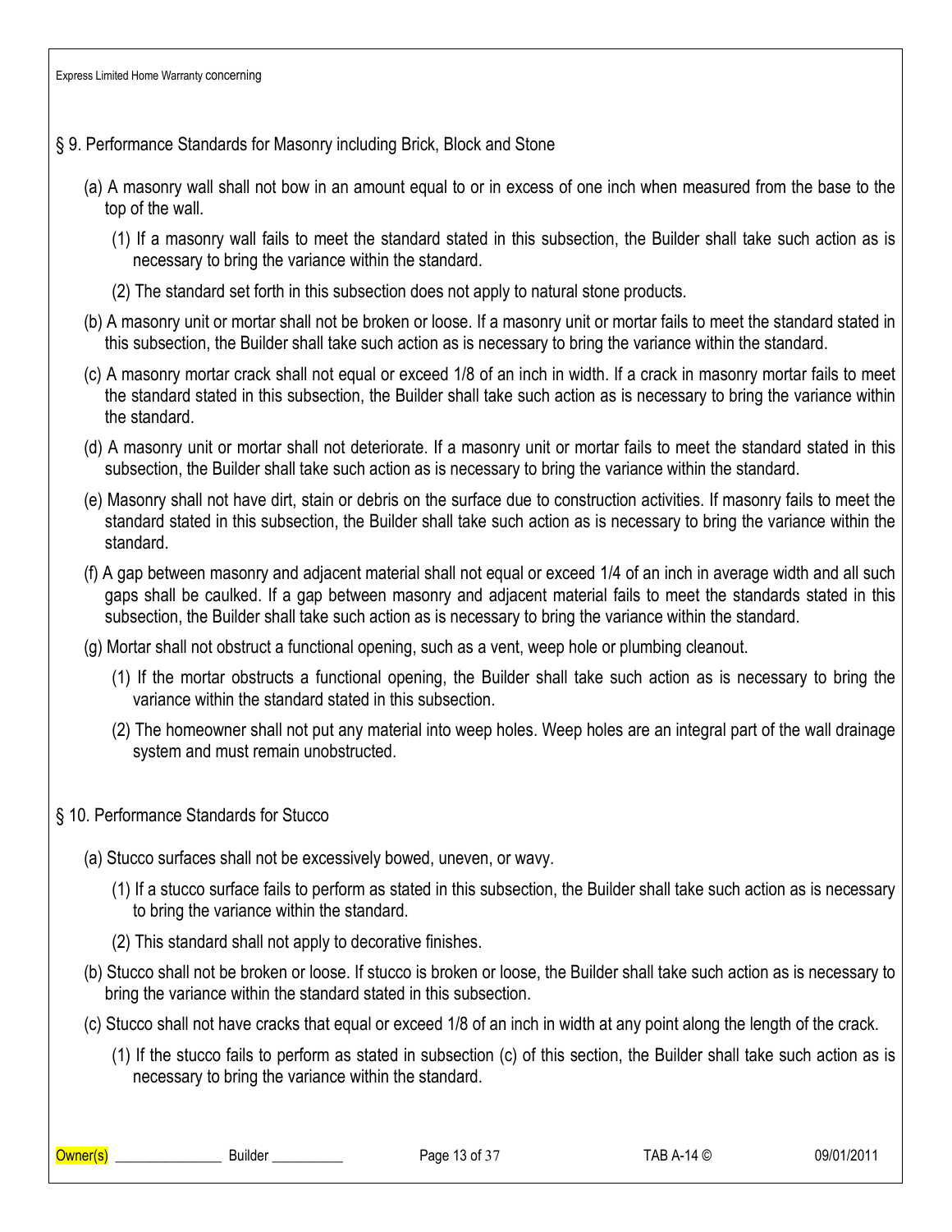## § 9. Performance Standards for Masonry including Brick, Block and Stone

(a) A masonry wall shall not bow in an amount equal to or in excess of one inch when measured from the base to the top of the wall.

(1) If a masonry wall fails to meet the standard stated in this subsection, the Builder shall take such action as is necessary to bring the variance within the standard.

(2) The standard set forth in this subsection does not apply to natural stone products.

(b) A masonry unit or mortar shall not be broken or loose. If a masonry unit or mortar fails to meet the standard stated in this subsection, the Builder shall take such action as is necessary to bring the variance within the standard.

(c) A masonry mortar crack shall not equal or exceed 1/8 of an inch in width. If a crack in masonry mortar fails to meet the standard stated in this subsection, the Builder shall take such action as is necessary to bring the variance within the standard.

(d) A masonry unit or mortar shall not deteriorate. If a masonry unit or mortar fails to meet the standard stated in this subsection, the Builder shall take such action as is necessary to bring the variance within the standard.

(e) Masonry shall not have dirt, stain or debris on the surface due to construction activities. If masonry fails to meet the standard stated in this subsection, the Builder shall take such action as is necessary to bring the variance within the standard.

(f) A gap between masonry and adjacent material shall not equal or exceed 1/4 of an inch in average width and all such gaps shall be caulked. If a gap between masonry and adjacent material fails to meet the standards stated in this subsection, the Builder shall take such action as is necessary to bring the variance within the standard.

(g) Mortar shall not obstruct a functional opening, such as a vent, weep hole or plumbing cleanout.

(1) If the mortar obstructs a functional opening, the Builder shall take such action as is necessary to bring the variance within the standard stated in this subsection.

(2) The homeowner shall not put any material into weep holes. Weep holes are an integral part of the wall drainage system and must remain unobstructed.

## § 10. Performance Standards for Stucco

(a) Stucco surfaces shall not be excessively bowed, uneven, or wavy.

(1) If a stucco surface fails to perform as stated in this subsection, the Builder shall take such action as is necessary to bring the variance within the standard.

(2) This standard shall not apply to decorative finishes.

(b) Stucco shall not be broken or loose. If stucco is broken or loose, the Builder shall take such action as is necessary to bring the variance within the standard stated in this subsection.

(c) Stucco shall not have cracks that equal or exceed 1/8 of an inch in width at any point along the length of the crack.

(1) If the stucco fails to perform as stated in subsection (c) of this section, the Builder shall take such action as is necessary to bring the variance within the standard.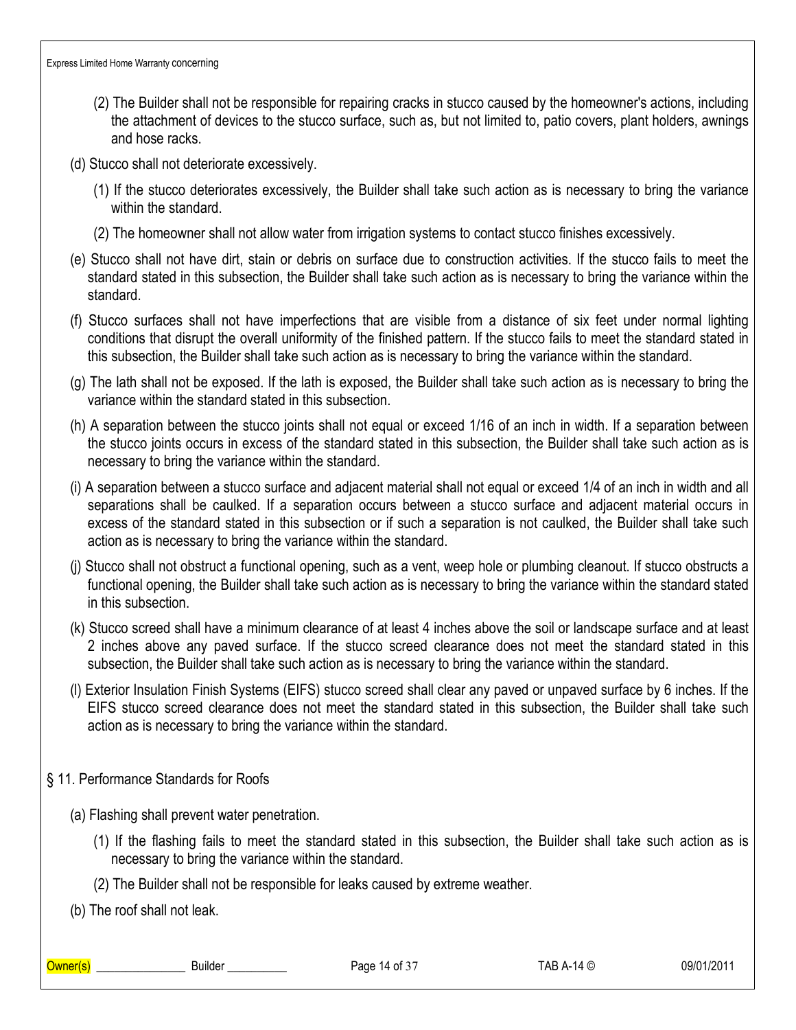(2) The Builder shall not be responsible for repairing cracks in stucco caused by the homeowner's actions, including the attachment of devices to the stucco surface, such as, but not limited to, patio covers, plant holders, awnings and hose racks.

(d) Stucco shall not deteriorate excessively.

(1) If the stucco deteriorates excessively, the Builder shall take such action as is necessary to bring the variance within the standard.

(2) The homeowner shall not allow water from irrigation systems to contact stucco finishes excessively.

(e) Stucco shall not have dirt, stain or debris on surface due to construction activities. If the stucco fails to meet the standard stated in this subsection, the Builder shall take such action as is necessary to bring the variance within the standard.

(f) Stucco surfaces shall not have imperfections that are visible from a distance of six feet under normal lighting conditions that disrupt the overall uniformity of the finished pattern. If the stucco fails to meet the standard stated in this subsection, the Builder shall take such action as is necessary to bring the variance within the standard.

(g) The lath shall not be exposed. If the lath is exposed, the Builder shall take such action as is necessary to bring the variance within the standard stated in this subsection.

(h) A separation between the stucco joints shall not equal or exceed 1/16 of an inch in width. If a separation between the stucco joints occurs in excess of the standard stated in this subsection, the Builder shall take such action as is necessary to bring the variance within the standard.

(i) A separation between a stucco surface and adjacent material shall not equal or exceed 1/4 of an inch in width and all separations shall be caulked. If a separation occurs between a stucco surface and adjacent material occurs in excess of the standard stated in this subsection or if such a separation is not caulked, the Builder shall take such action as is necessary to bring the variance within the standard.

(j) Stucco shall not obstruct a functional opening, such as a vent, weep hole or plumbing cleanout. If stucco obstructs a functional opening, the Builder shall take such action as is necessary to bring the variance within the standard stated in this subsection.

(k) Stucco screed shall have a minimum clearance of at least 4 inches above the soil or landscape surface and at least 2 inches above any paved surface. If the stucco screed clearance does not meet the standard stated in this subsection, the Builder shall take such action as is necessary to bring the variance within the standard.

(l) Exterior Insulation Finish Systems (EIFS) stucco screed shall clear any paved or unpaved surface by 6 inches. If the EIFS stucco screed clearance does not meet the standard stated in this subsection, the Builder shall take such action as is necessary to bring the variance within the standard.

## § 11. Performance Standards for Roofs

(a) Flashing shall prevent water penetration.

(1) If the flashing fails to meet the standard stated in this subsection, the Builder shall take such action as is necessary to bring the variance within the standard.

(2) The Builder shall not be responsible for leaks caused by extreme weather.

(b) The roof shall not leak.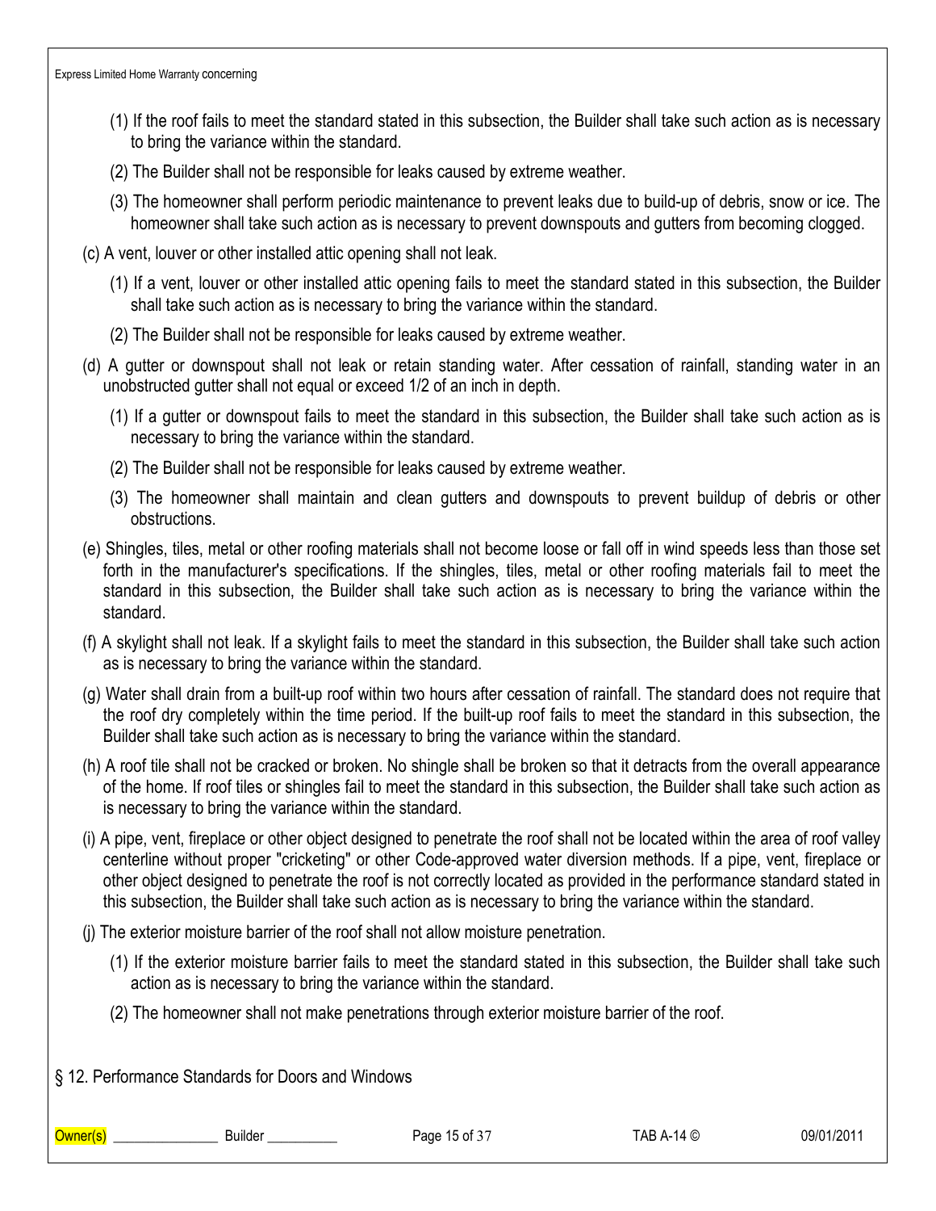(1) If the roof fails to meet the standard stated in this subsection, the Builder shall take such action as is necessary to bring the variance within the standard.

(2) The Builder shall not be responsible for leaks caused by extreme weather.

(3) The homeowner shall perform periodic maintenance to prevent leaks due to build-up of debris, snow or ice. The homeowner shall take such action as is necessary to prevent downspouts and gutters from becoming clogged.

(c) A vent, louver or other installed attic opening shall not leak.

(1) If a vent, louver or other installed attic opening fails to meet the standard stated in this subsection, the Builder shall take such action as is necessary to bring the variance within the standard.

(2) The Builder shall not be responsible for leaks caused by extreme weather.

(d) A gutter or downspout shall not leak or retain standing water. After cessation of rainfall, standing water in an unobstructed gutter shall not equal or exceed 1/2 of an inch in depth.

(1) If a gutter or downspout fails to meet the standard in this subsection, the Builder shall take such action as is necessary to bring the variance within the standard.

(2) The Builder shall not be responsible for leaks caused by extreme weather.

(3) The homeowner shall maintain and clean gutters and downspouts to prevent buildup of debris or other obstructions.

(e) Shingles, tiles, metal or other roofing materials shall not become loose or fall off in wind speeds less than those set forth in the manufacturer's specifications. If the shingles, tiles, metal or other roofing materials fail to meet the standard in this subsection, the Builder shall take such action as is necessary to bring the variance within the standard.

(f) A skylight shall not leak. If a skylight fails to meet the standard in this subsection, the Builder shall take such action as is necessary to bring the variance within the standard.

(g) Water shall drain from a built-up roof within two hours after cessation of rainfall. The standard does not require that the roof dry completely within the time period. If the built-up roof fails to meet the standard in this subsection, the Builder shall take such action as is necessary to bring the variance within the standard.

(h) A roof tile shall not be cracked or broken. No shingle shall be broken so that it detracts from the overall appearance of the home. If roof tiles or shingles fail to meet the standard in this subsection, the Builder shall take such action as is necessary to bring the variance within the standard.

(i) A pipe, vent, fireplace or other object designed to penetrate the roof shall not be located within the area of roof valley centerline without proper "cricketing" or other Code-approved water diversion methods. If a pipe, vent, fireplace or other object designed to penetrate the roof is not correctly located as provided in the performance standard stated in this subsection, the Builder shall take such action as is necessary to bring the variance within the standard.

(j) The exterior moisture barrier of the roof shall not allow moisture penetration.

(1) If the exterior moisture barrier fails to meet the standard stated in this subsection, the Builder shall take such action as is necessary to bring the variance within the standard.

(2) The homeowner shall not make penetrations through exterior moisture barrier of the roof.

## § 12. Performance Standards for Doors and Windows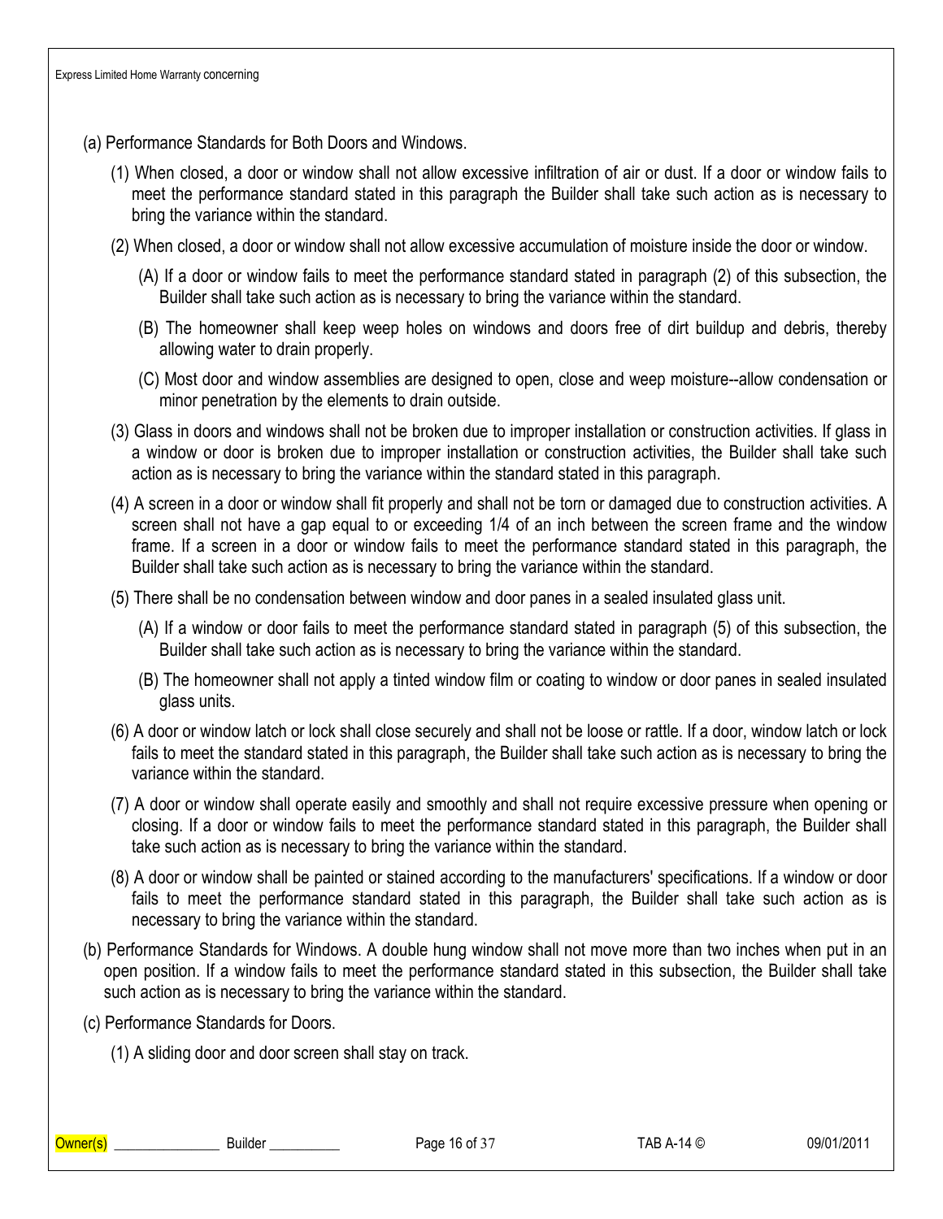(a) Performance Standards for Both Doors and Windows.

(1) When closed, a door or window shall not allow excessive infiltration of air or dust. If a door or window fails to meet the performance standard stated in this paragraph the Builder shall take such action as is necessary to bring the variance within the standard.

(2) When closed, a door or window shall not allow excessive accumulation of moisture inside the door or window.

(A) If a door or window fails to meet the performance standard stated in paragraph (2) of this subsection, the Builder shall take such action as is necessary to bring the variance within the standard.

(B) The homeowner shall keep weep holes on windows and doors free of dirt buildup and debris, thereby allowing water to drain properly.

(C) Most door and window assemblies are designed to open, close and weep moisture--allow condensation or minor penetration by the elements to drain outside.

(3) Glass in doors and windows shall not be broken due to improper installation or construction activities. If glass in a window or door is broken due to improper installation or construction activities, the Builder shall take such action as is necessary to bring the variance within the standard stated in this paragraph.

(4) A screen in a door or window shall fit properly and shall not be torn or damaged due to construction activities. A screen shall not have a gap equal to or exceeding 1/4 of an inch between the screen frame and the window frame. If a screen in a door or window fails to meet the performance standard stated in this paragraph, the Builder shall take such action as is necessary to bring the variance within the standard.

(5) There shall be no condensation between window and door panes in a sealed insulated glass unit.

(A) If a window or door fails to meet the performance standard stated in paragraph (5) of this subsection, the Builder shall take such action as is necessary to bring the variance within the standard.

(B) The homeowner shall not apply a tinted window film or coating to window or door panes in sealed insulated glass units.

(6) A door or window latch or lock shall close securely and shall not be loose or rattle. If a door, window latch or lock fails to meet the standard stated in this paragraph, the Builder shall take such action as is necessary to bring the variance within the standard.

(7) A door or window shall operate easily and smoothly and shall not require excessive pressure when opening or closing. If a door or window fails to meet the performance standard stated in this paragraph, the Builder shall take such action as is necessary to bring the variance within the standard.

(8) A door or window shall be painted or stained according to the manufacturers' specifications. If a window or door fails to meet the performance standard stated in this paragraph, the Builder shall take such action as is necessary to bring the variance within the standard.

(b) Performance Standards for Windows. A double hung window shall not move more than two inches when put in an open position. If a window fails to meet the performance standard stated in this subsection, the Builder shall take such action as is necessary to bring the variance within the standard.

(c) Performance Standards for Doors.

(1) A sliding door and door screen shall stay on track.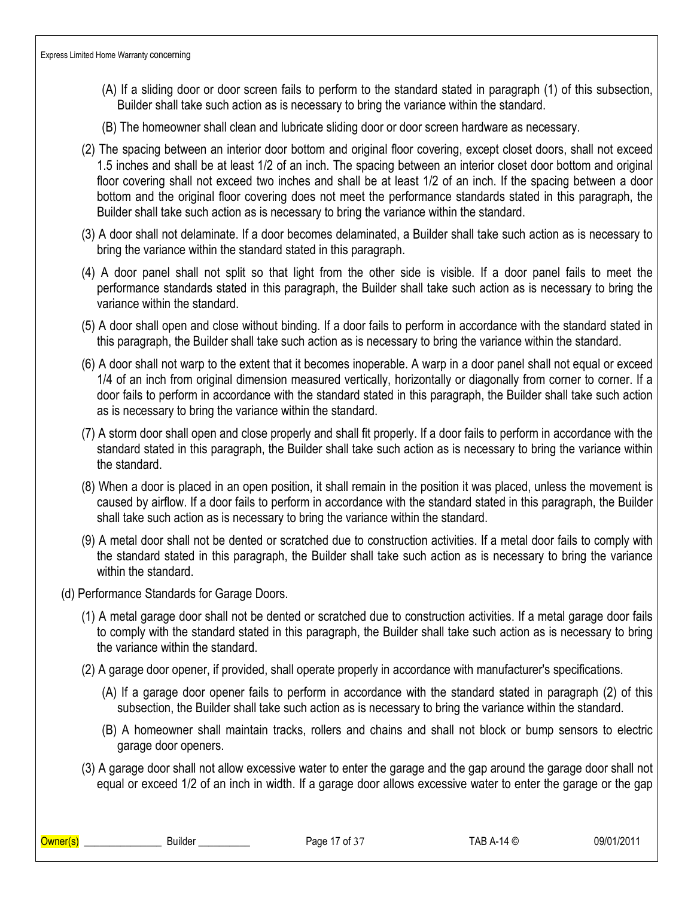(A) If a sliding door or door screen fails to perform to the standard stated in paragraph (1) of this subsection, Builder shall take such action as is necessary to bring the variance within the standard.

(B) The homeowner shall clean and lubricate sliding door or door screen hardware as necessary.

(2) The spacing between an interior door bottom and original floor covering, except closet doors, shall not exceed 1.5 inches and shall be at least 1/2 of an inch. The spacing between an interior closet door bottom and original floor covering shall not exceed two inches and shall be at least 1/2 of an inch. If the spacing between a door bottom and the original floor covering does not meet the performance standards stated in this paragraph, the Builder shall take such action as is necessary to bring the variance within the standard.

(3) A door shall not delaminate. If a door becomes delaminated, a Builder shall take such action as is necessary to bring the variance within the standard stated in this paragraph.

(4) A door panel shall not split so that light from the other side is visible. If a door panel fails to meet the performance standards stated in this paragraph, the Builder shall take such action as is necessary to bring the variance within the standard.

(5) A door shall open and close without binding. If a door fails to perform in accordance with the standard stated in this paragraph, the Builder shall take such action as is necessary to bring the variance within the standard.

(6) A door shall not warp to the extent that it becomes inoperable. A warp in a door panel shall not equal or exceed 1/4 of an inch from original dimension measured vertically, horizontally or diagonally from corner to corner. If a door fails to perform in accordance with the standard stated in this paragraph, the Builder shall take such action as is necessary to bring the variance within the standard.

(7) A storm door shall open and close properly and shall fit properly. If a door fails to perform in accordance with the standard stated in this paragraph, the Builder shall take such action as is necessary to bring the variance within the standard.

(8) When a door is placed in an open position, it shall remain in the position it was placed, unless the movement is caused by airflow. If a door fails to perform in accordance with the standard stated in this paragraph, the Builder shall take such action as is necessary to bring the variance within the standard.

(9) A metal door shall not be dented or scratched due to construction activities. If a metal door fails to comply with the standard stated in this paragraph, the Builder shall take such action as is necessary to bring the variance within the standard.

(d) Performance Standards for Garage Doors.

(1) A metal garage door shall not be dented or scratched due to construction activities. If a metal garage door fails to comply with the standard stated in this paragraph, the Builder shall take such action as is necessary to bring the variance within the standard.

(2) A garage door opener, if provided, shall operate properly in accordance with manufacturer's specifications.

(A) If a garage door opener fails to perform in accordance with the standard stated in paragraph (2) of this subsection, the Builder shall take such action as is necessary to bring the variance within the standard.

(B) A homeowner shall maintain tracks, rollers and chains and shall not block or bump sensors to electric garage door openers.

(3) A garage door shall not allow excessive water to enter the garage and the gap around the garage door shall not equal or exceed 1/2 of an inch in width. If a garage door allows excessive water to enter the garage or the gap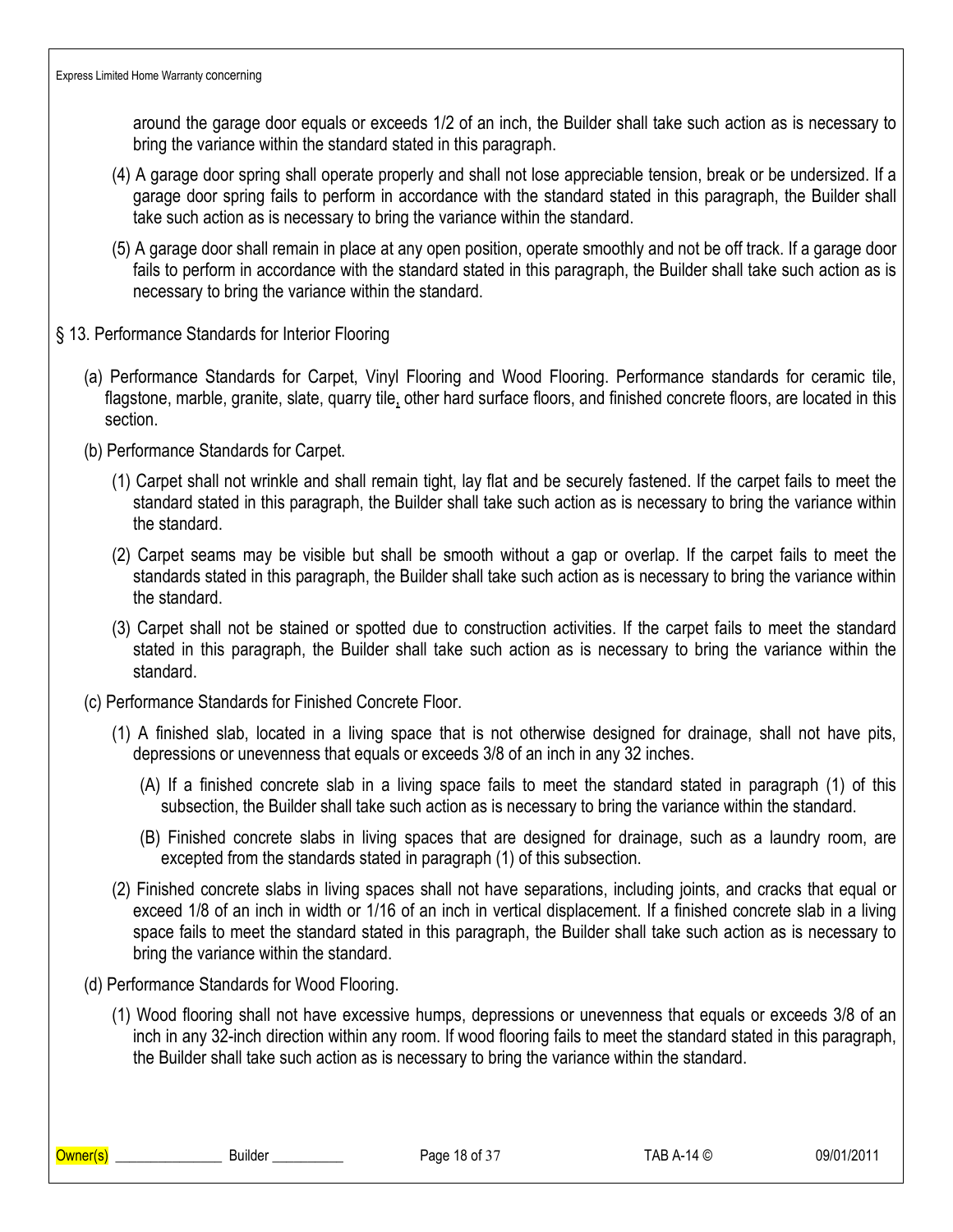around the garage door equals or exceeds 1/2 of an inch, the Builder shall take such action as is necessary to bring the variance within the standard stated in this paragraph.

(4) A garage door spring shall operate properly and shall not lose appreciable tension, break or be undersized. If a garage door spring fails to perform in accordance with the standard stated in this paragraph, the Builder shall take such action as is necessary to bring the variance within the standard.

(5) A garage door shall remain in place at any open position, operate smoothly and not be off track. If a garage door fails to perform in accordance with the standard stated in this paragraph, the Builder shall take such action as is necessary to bring the variance within the standard.

§ 13. Performance Standards for Interior Flooring

(a) Performance Standards for Carpet, Vinyl Flooring and Wood Flooring. Performance standards for ceramic tile, flagstone, marble, granite, slate, quarry tile, other hard surface floors, and finished concrete floors, are located in this section.

(b) Performance Standards for Carpet.

(1) Carpet shall not wrinkle and shall remain tight, lay flat and be securely fastened. If the carpet fails to meet the standard stated in this paragraph, the Builder shall take such action as is necessary to bring the variance within the standard.

(2) Carpet seams may be visible but shall be smooth without a gap or overlap. If the carpet fails to meet the standards stated in this paragraph, the Builder shall take such action as is necessary to bring the variance within the standard.

(3) Carpet shall not be stained or spotted due to construction activities. If the carpet fails to meet the standard stated in this paragraph, the Builder shall take such action as is necessary to bring the variance within the standard.

(c) Performance Standards for Finished Concrete Floor.

(1) A finished slab, located in a living space that is not otherwise designed for drainage, shall not have pits, depressions or unevenness that equals or exceeds 3/8 of an inch in any 32 inches.

(A) If a finished concrete slab in a living space fails to meet the standard stated in paragraph (1) of this subsection, the Builder shall take such action as is necessary to bring the variance within the standard.

(B) Finished concrete slabs in living spaces that are designed for drainage, such as a laundry room, are excepted from the standards stated in paragraph (1) of this subsection.

(2) Finished concrete slabs in living spaces shall not have separations, including joints, and cracks that equal or exceed 1/8 of an inch in width or 1/16 of an inch in vertical displacement. If a finished concrete slab in a living space fails to meet the standard stated in this paragraph, the Builder shall take such action as is necessary to bring the variance within the standard.

(d) Performance Standards for Wood Flooring.

(1) Wood flooring shall not have excessive humps, depressions or unevenness that equals or exceeds 3/8 of an inch in any 32-inch direction within any room. If wood flooring fails to meet the standard stated in this paragraph, the Builder shall take such action as is necessary to bring the variance within the standard.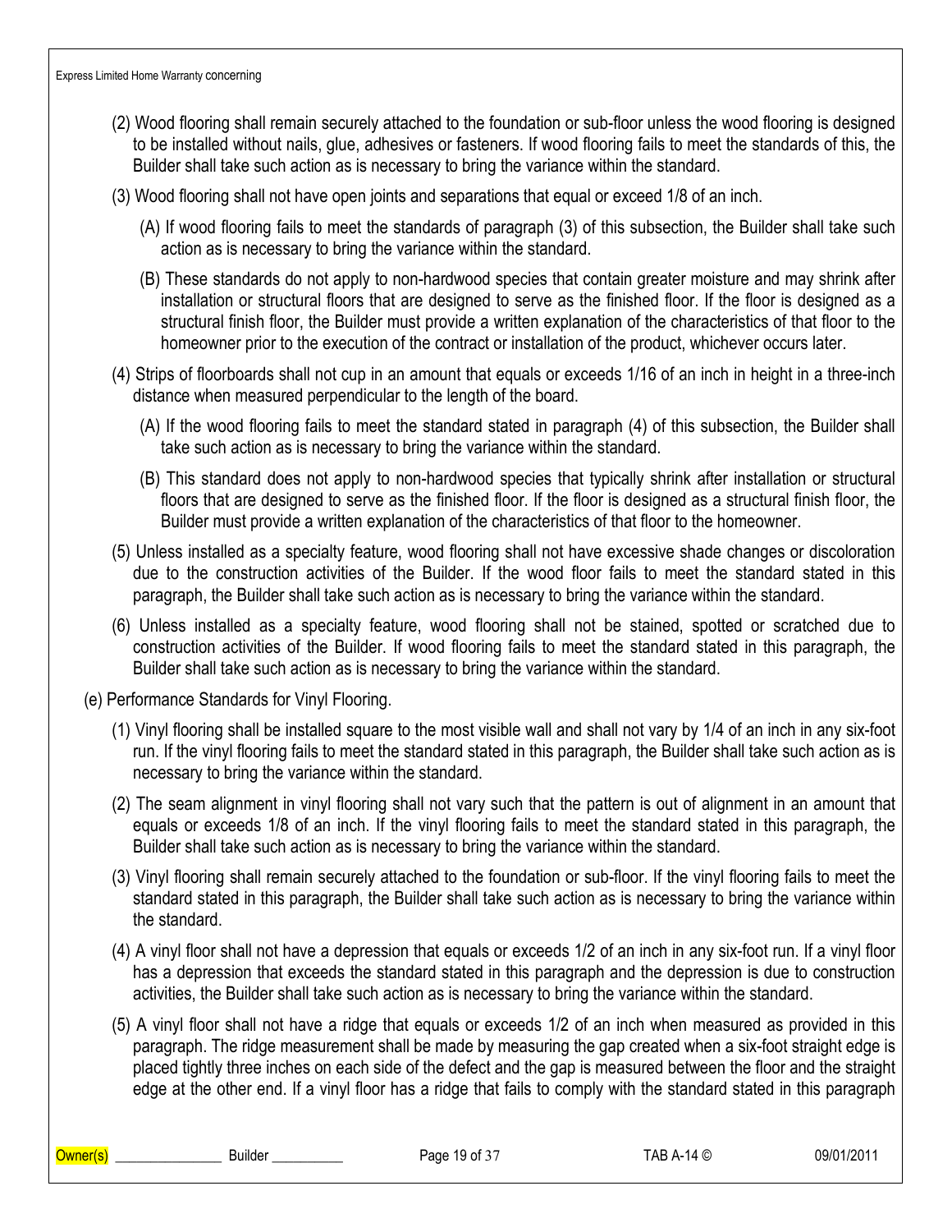(2) Wood flooring shall remain securely attached to the foundation or sub-floor unless the wood flooring is designed to be installed without nails, glue, adhesives or fasteners. If wood flooring fails to meet the standards of this, the Builder shall take such action as is necessary to bring the variance within the standard.

(3) Wood flooring shall not have open joints and separations that equal or exceed 1/8 of an inch.

(A) If wood flooring fails to meet the standards of paragraph (3) of this subsection, the Builder shall take such action as is necessary to bring the variance within the standard.

(B) These standards do not apply to non-hardwood species that contain greater moisture and may shrink after installation or structural floors that are designed to serve as the finished floor. If the floor is designed as a structural finish floor, the Builder must provide a written explanation of the characteristics of that floor to the homeowner prior to the execution of the contract or installation of the product, whichever occurs later.

(4) Strips of floorboards shall not cup in an amount that equals or exceeds 1/16 of an inch in height in a three-inch distance when measured perpendicular to the length of the board.

(A) If the wood flooring fails to meet the standard stated in paragraph (4) of this subsection, the Builder shall take such action as is necessary to bring the variance within the standard.

(B) This standard does not apply to non-hardwood species that typically shrink after installation or structural floors that are designed to serve as the finished floor. If the floor is designed as a structural finish floor, the Builder must provide a written explanation of the characteristics of that floor to the homeowner.

(5) Unless installed as a specialty feature, wood flooring shall not have excessive shade changes or discoloration due to the construction activities of the Builder. If the wood floor fails to meet the standard stated in this paragraph, the Builder shall take such action as is necessary to bring the variance within the standard.

(6) Unless installed as a specialty feature, wood flooring shall not be stained, spotted or scratched due to construction activities of the Builder. If wood flooring fails to meet the standard stated in this paragraph, the Builder shall take such action as is necessary to bring the variance within the standard.

(e) Performance Standards for Vinyl Flooring.

(1) Vinyl flooring shall be installed square to the most visible wall and shall not vary by 1/4 of an inch in any six-foot run. If the vinyl flooring fails to meet the standard stated in this paragraph, the Builder shall take such action as is necessary to bring the variance within the standard.

(2) The seam alignment in vinyl flooring shall not vary such that the pattern is out of alignment in an amount that equals or exceeds 1/8 of an inch. If the vinyl flooring fails to meet the standard stated in this paragraph, the Builder shall take such action as is necessary to bring the variance within the standard.

(3) Vinyl flooring shall remain securely attached to the foundation or sub-floor. If the vinyl flooring fails to meet the standard stated in this paragraph, the Builder shall take such action as is necessary to bring the variance within the standard.

(4) A vinyl floor shall not have a depression that equals or exceeds 1/2 of an inch in any six-foot run. If a vinyl floor has a depression that exceeds the standard stated in this paragraph and the depression is due to construction activities, the Builder shall take such action as is necessary to bring the variance within the standard.

(5) A vinyl floor shall not have a ridge that equals or exceeds 1/2 of an inch when measured as provided in this paragraph. The ridge measurement shall be made by measuring the gap created when a six-foot straight edge is placed tightly three inches on each side of the defect and the gap is measured between the floor and the straight edge at the other end. If a vinyl floor has a ridge that fails to comply with the standard stated in this paragraph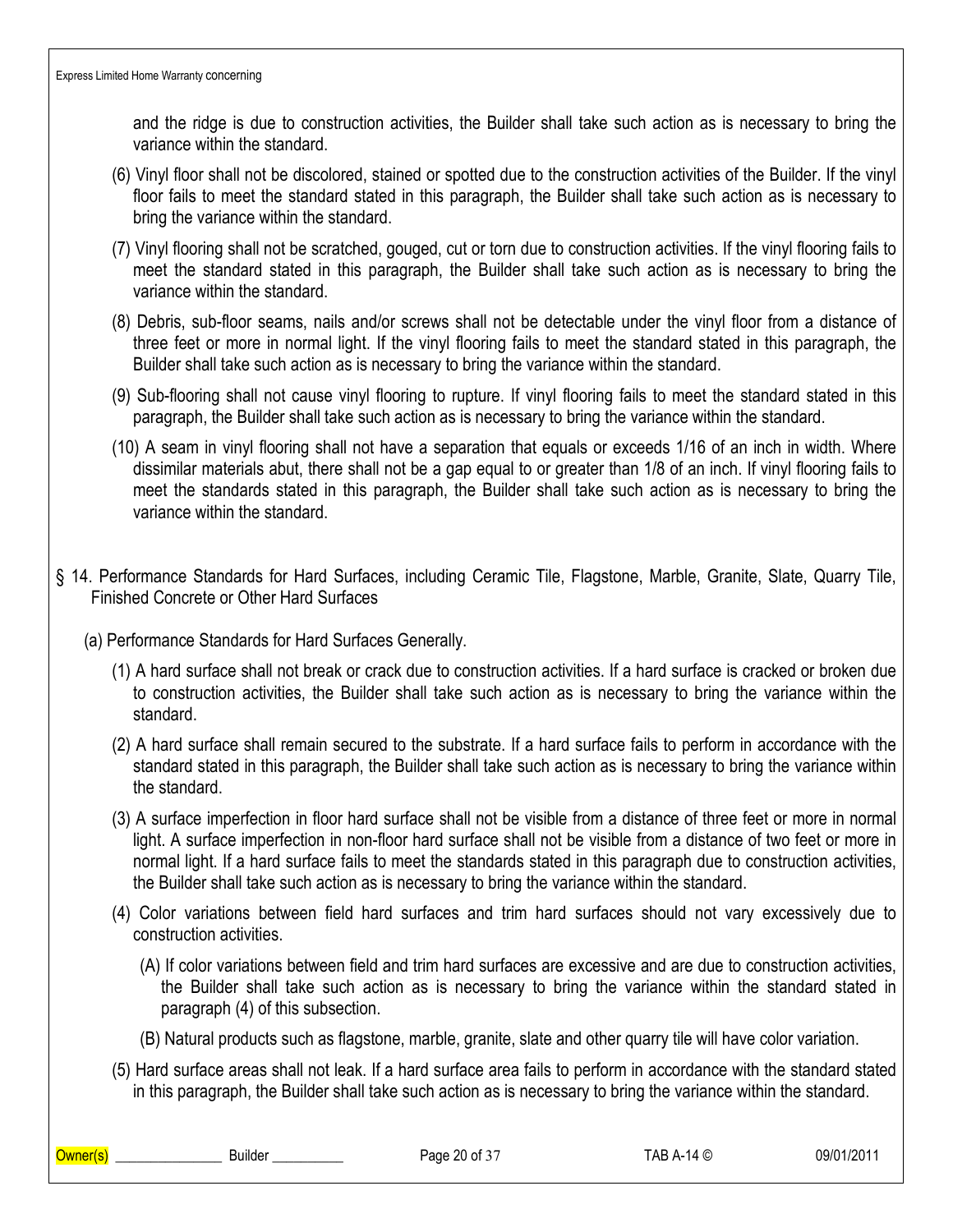and the ridge is due to construction activities, the Builder shall take such action as is necessary to bring the variance within the standard.

(6) Vinyl floor shall not be discolored, stained or spotted due to the construction activities of the Builder. If the vinyl floor fails to meet the standard stated in this paragraph, the Builder shall take such action as is necessary to bring the variance within the standard.

(7) Vinyl flooring shall not be scratched, gouged, cut or torn due to construction activities. If the vinyl flooring fails to meet the standard stated in this paragraph, the Builder shall take such action as is necessary to bring the variance within the standard.

(8) Debris, sub-floor seams, nails and/or screws shall not be detectable under the vinyl floor from a distance of three feet or more in normal light. If the vinyl flooring fails to meet the standard stated in this paragraph, the Builder shall take such action as is necessary to bring the variance within the standard.

(9) Sub-flooring shall not cause vinyl flooring to rupture. If vinyl flooring fails to meet the standard stated in this paragraph, the Builder shall take such action as is necessary to bring the variance within the standard.

(10) A seam in vinyl flooring shall not have a separation that equals or exceeds 1/16 of an inch in width. Where dissimilar materials abut, there shall not be a gap equal to or greater than 1/8 of an inch. If vinyl flooring fails to meet the standards stated in this paragraph, the Builder shall take such action as is necessary to bring the variance within the standard.

## § 14. Performance Standards for Hard Surfaces, including Ceramic Tile, Flagstone, Marble, Granite, Slate, Quarry Tile, Finished Concrete or Other Hard Surfaces

(a) Performance Standards for Hard Surfaces Generally.

(1) A hard surface shall not break or crack due to construction activities. If a hard surface is cracked or broken due to construction activities, the Builder shall take such action as is necessary to bring the variance within the standard.

(2) A hard surface shall remain secured to the substrate. If a hard surface fails to perform in accordance with the standard stated in this paragraph, the Builder shall take such action as is necessary to bring the variance within the standard.

(3) A surface imperfection in floor hard surface shall not be visible from a distance of three feet or more in normal light. A surface imperfection in non-floor hard surface shall not be visible from a distance of two feet or more in normal light. If a hard surface fails to meet the standards stated in this paragraph due to construction activities, the Builder shall take such action as is necessary to bring the variance within the standard.

(4) Color variations between field hard surfaces and trim hard surfaces should not vary excessively due to construction activities.

(A) If color variations between field and trim hard surfaces are excessive and are due to construction activities, the Builder shall take such action as is necessary to bring the variance within the standard stated in paragraph (4) of this subsection.

(B) Natural products such as flagstone, marble, granite, slate and other quarry tile will have color variation.

(5) Hard surface areas shall not leak. If a hard surface area fails to perform in accordance with the standard stated in this paragraph, the Builder shall take such action as is necessary to bring the variance within the standard.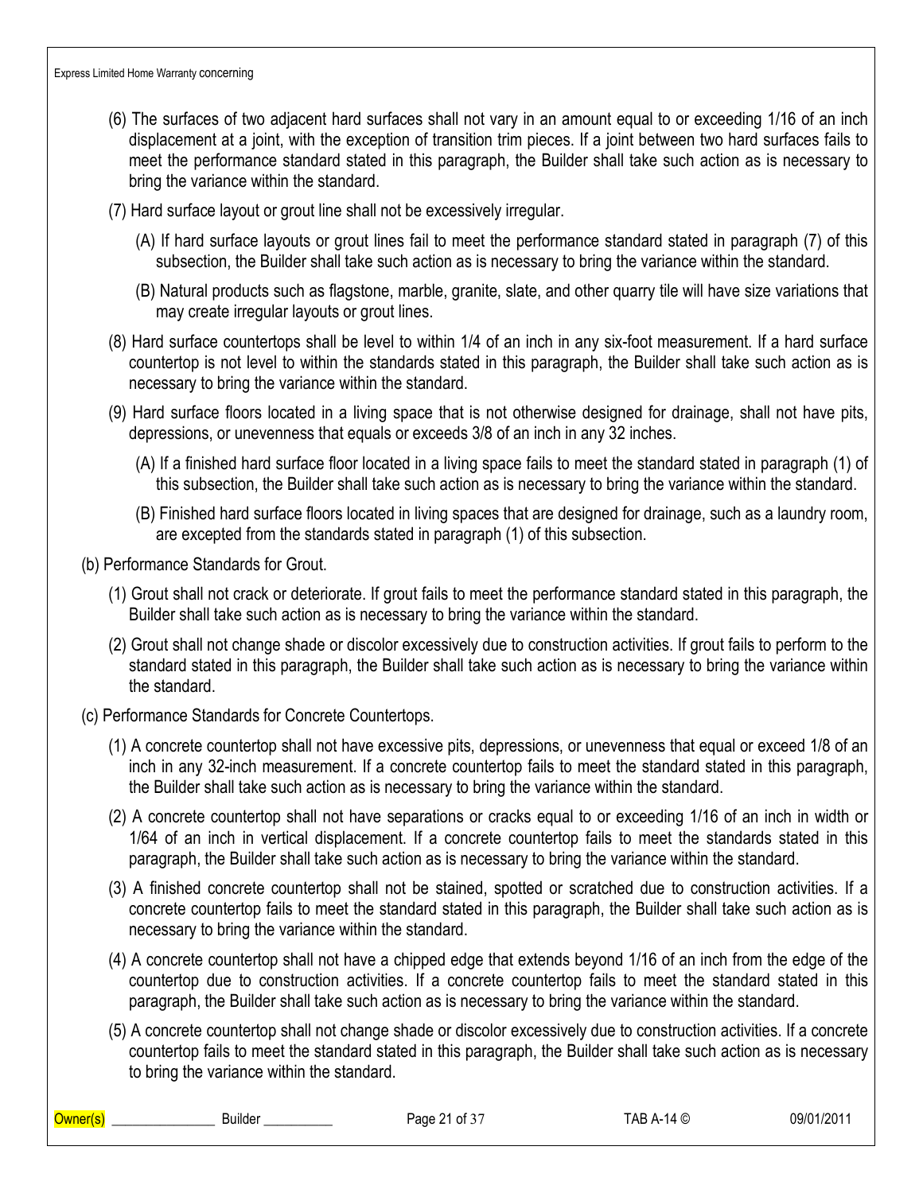(6) The surfaces of two adjacent hard surfaces shall not vary in an amount equal to or exceeding 1/16 of an inch displacement at a joint, with the exception of transition trim pieces. If a joint between two hard surfaces fails to meet the performance standard stated in this paragraph, the Builder shall take such action as is necessary to bring the variance within the standard.

(7) Hard surface layout or grout line shall not be excessively irregular.

(A) If hard surface layouts or grout lines fail to meet the performance standard stated in paragraph (7) of this subsection, the Builder shall take such action as is necessary to bring the variance within the standard.

(B) Natural products such as flagstone, marble, granite, slate, and other quarry tile will have size variations that may create irregular layouts or grout lines.

(8) Hard surface countertops shall be level to within 1/4 of an inch in any six-foot measurement. If a hard surface countertop is not level to within the standards stated in this paragraph, the Builder shall take such action as is necessary to bring the variance within the standard.

(9) Hard surface floors located in a living space that is not otherwise designed for drainage, shall not have pits, depressions, or unevenness that equals or exceeds 3/8 of an inch in any 32 inches.

(A) If a finished hard surface floor located in a living space fails to meet the standard stated in paragraph (1) of this subsection, the Builder shall take such action as is necessary to bring the variance within the standard.

(B) Finished hard surface floors located in living spaces that are designed for drainage, such as a laundry room, are excepted from the standards stated in paragraph (1) of this subsection.

(b) Performance Standards for Grout.

(1) Grout shall not crack or deteriorate. If grout fails to meet the performance standard stated in this paragraph, the Builder shall take such action as is necessary to bring the variance within the standard.

(2) Grout shall not change shade or discolor excessively due to construction activities. If grout fails to perform to the standard stated in this paragraph, the Builder shall take such action as is necessary to bring the variance within the standard.

(c) Performance Standards for Concrete Countertops.

(1) A concrete countertop shall not have excessive pits, depressions, or unevenness that equal or exceed 1/8 of an inch in any 32-inch measurement. If a concrete countertop fails to meet the standard stated in this paragraph, the Builder shall take such action as is necessary to bring the variance within the standard.

(2) A concrete countertop shall not have separations or cracks equal to or exceeding 1/16 of an inch in width or 1/64 of an inch in vertical displacement. If a concrete countertop fails to meet the standards stated in this paragraph, the Builder shall take such action as is necessary to bring the variance within the standard.

(3) A finished concrete countertop shall not be stained, spotted or scratched due to construction activities. If a concrete countertop fails to meet the standard stated in this paragraph, the Builder shall take such action as is necessary to bring the variance within the standard.

(4) A concrete countertop shall not have a chipped edge that extends beyond 1/16 of an inch from the edge of the countertop due to construction activities. If a concrete countertop fails to meet the standard stated in this paragraph, the Builder shall take such action as is necessary to bring the variance within the standard.

(5) A concrete countertop shall not change shade or discolor excessively due to construction activities. If a concrete countertop fails to meet the standard stated in this paragraph, the Builder shall take such action as is necessary to bring the variance within the standard.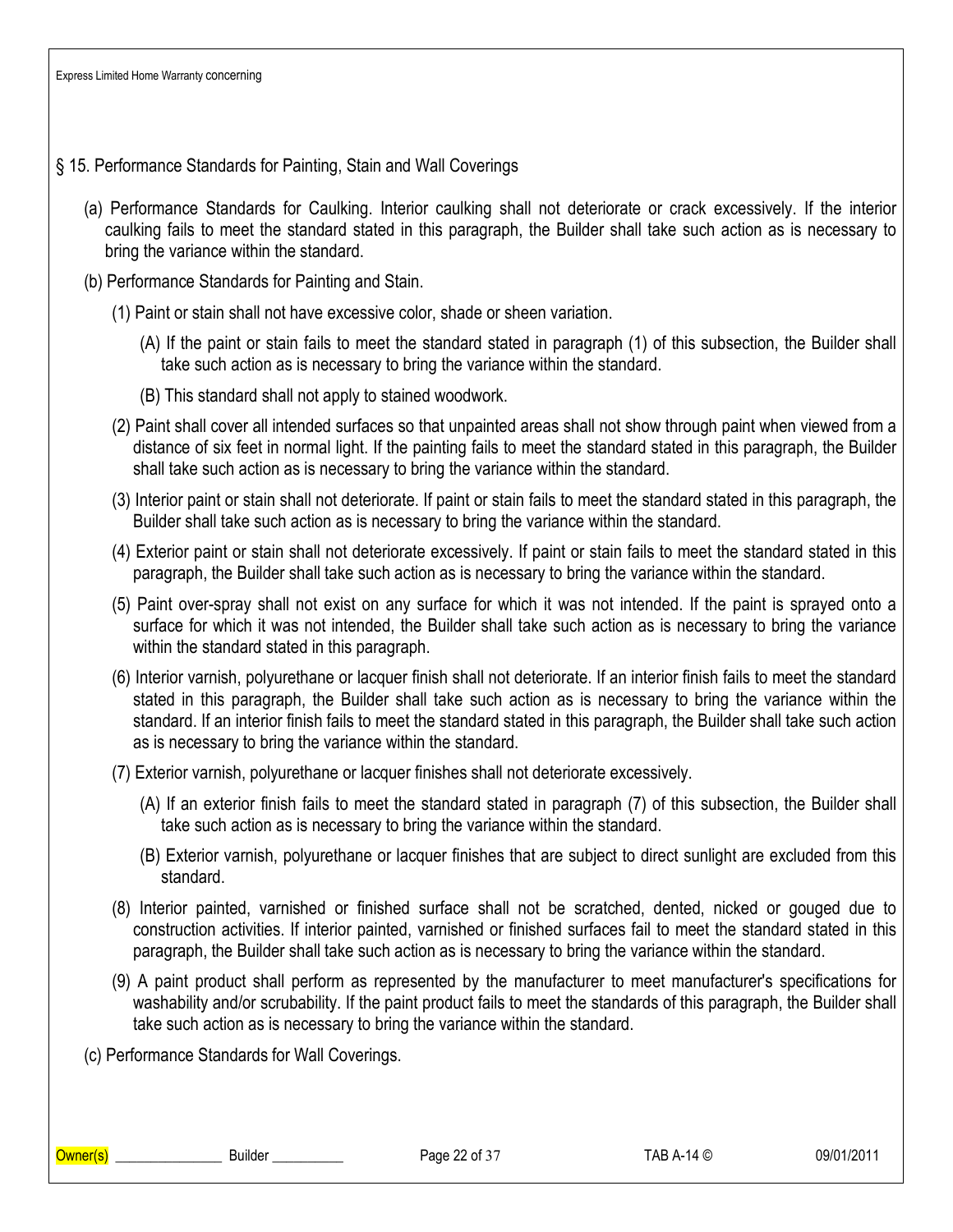## § 15. Performance Standards for Painting, Stain and Wall Coverings

(a) Performance Standards for Caulking. Interior caulking shall not deteriorate or crack excessively. If the interior caulking fails to meet the standard stated in this paragraph, the Builder shall take such action as is necessary to bring the variance within the standard.

(b) Performance Standards for Painting and Stain.

(1) Paint or stain shall not have excessive color, shade or sheen variation.

(A) If the paint or stain fails to meet the standard stated in paragraph (1) of this subsection, the Builder shall take such action as is necessary to bring the variance within the standard.

(B) This standard shall not apply to stained woodwork.

(2) Paint shall cover all intended surfaces so that unpainted areas shall not show through paint when viewed from a distance of six feet in normal light. If the painting fails to meet the standard stated in this paragraph, the Builder shall take such action as is necessary to bring the variance within the standard.

(3) Interior paint or stain shall not deteriorate. If paint or stain fails to meet the standard stated in this paragraph, the Builder shall take such action as is necessary to bring the variance within the standard.

(4) Exterior paint or stain shall not deteriorate excessively. If paint or stain fails to meet the standard stated in this paragraph, the Builder shall take such action as is necessary to bring the variance within the standard.

(5) Paint over-spray shall not exist on any surface for which it was not intended. If the paint is sprayed onto a surface for which it was not intended, the Builder shall take such action as is necessary to bring the variance within the standard stated in this paragraph.

(6) Interior varnish, polyurethane or lacquer finish shall not deteriorate. If an interior finish fails to meet the standard stated in this paragraph, the Builder shall take such action as is necessary to bring the variance within the standard. If an interior finish fails to meet the standard stated in this paragraph, the Builder shall take such action as is necessary to bring the variance within the standard.

(7) Exterior varnish, polyurethane or lacquer finishes shall not deteriorate excessively.

(A) If an exterior finish fails to meet the standard stated in paragraph (7) of this subsection, the Builder shall take such action as is necessary to bring the variance within the standard.

(B) Exterior varnish, polyurethane or lacquer finishes that are subject to direct sunlight are excluded from this standard.

(8) Interior painted, varnished or finished surface shall not be scratched, dented, nicked or gouged due to construction activities. If interior painted, varnished or finished surfaces fail to meet the standard stated in this paragraph, the Builder shall take such action as is necessary to bring the variance within the standard.

(9) A paint product shall perform as represented by the manufacturer to meet manufacturer's specifications for washability and/or scrubability. If the paint product fails to meet the standards of this paragraph, the Builder shall take such action as is necessary to bring the variance within the standard.

(c) Performance Standards for Wall Coverings.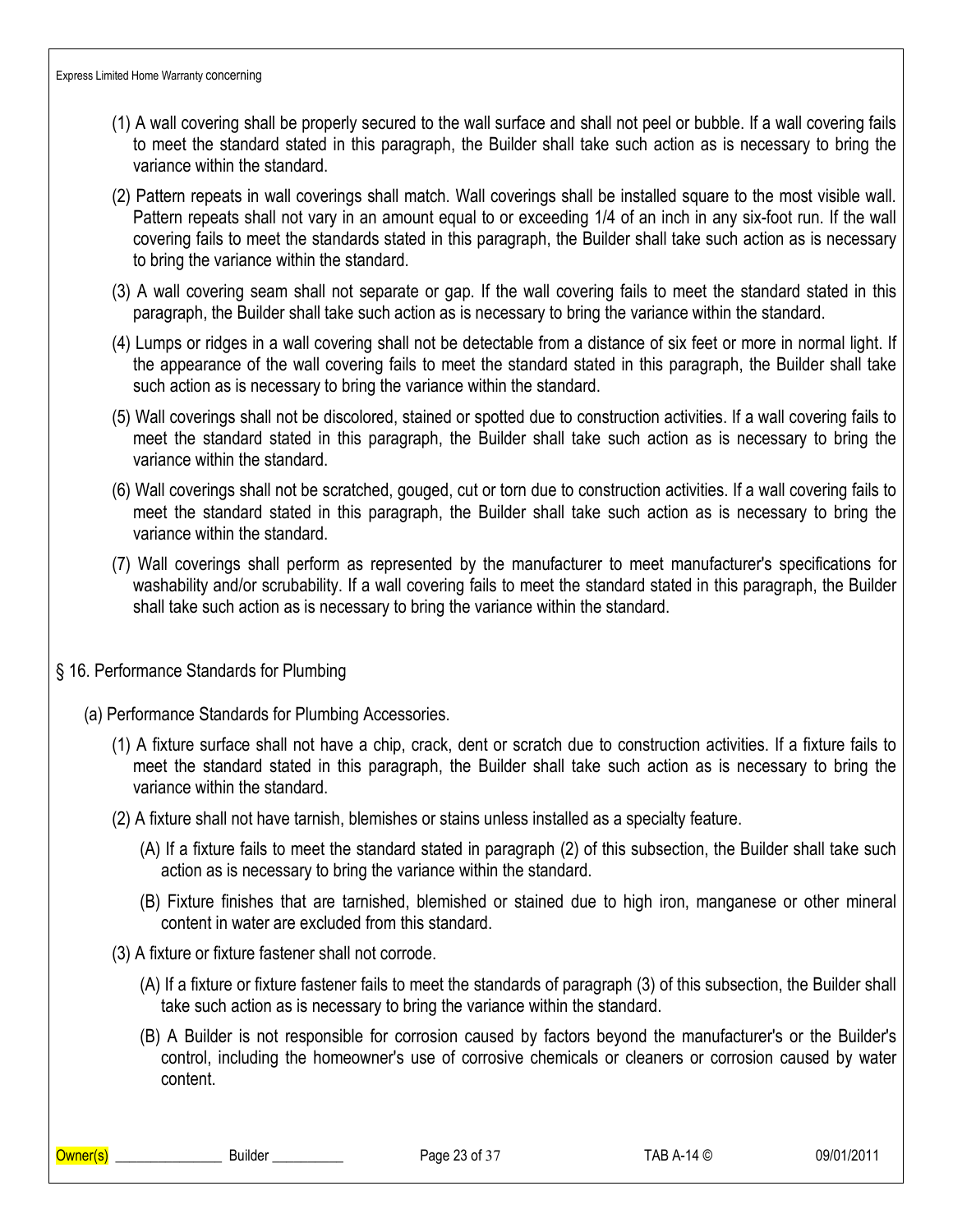(1) A wall covering shall be properly secured to the wall surface and shall not peel or bubble. If a wall covering fails to meet the standard stated in this paragraph, the Builder shall take such action as is necessary to bring the variance within the standard.

(2) Pattern repeats in wall coverings shall match. Wall coverings shall be installed square to the most visible wall. Pattern repeats shall not vary in an amount equal to or exceeding 1/4 of an inch in any six-foot run. If the wall covering fails to meet the standards stated in this paragraph, the Builder shall take such action as is necessary to bring the variance within the standard.

(3) A wall covering seam shall not separate or gap. If the wall covering fails to meet the standard stated in this paragraph, the Builder shall take such action as is necessary to bring the variance within the standard.

(4) Lumps or ridges in a wall covering shall not be detectable from a distance of six feet or more in normal light. If the appearance of the wall covering fails to meet the standard stated in this paragraph, the Builder shall take such action as is necessary to bring the variance within the standard.

(5) Wall coverings shall not be discolored, stained or spotted due to construction activities. If a wall covering fails to meet the standard stated in this paragraph, the Builder shall take such action as is necessary to bring the variance within the standard.

(6) Wall coverings shall not be scratched, gouged, cut or torn due to construction activities. If a wall covering fails to meet the standard stated in this paragraph, the Builder shall take such action as is necessary to bring the variance within the standard.

(7) Wall coverings shall perform as represented by the manufacturer to meet manufacturer's specifications for washability and/or scrubability. If a wall covering fails to meet the standard stated in this paragraph, the Builder shall take such action as is necessary to bring the variance within the standard.

## § 16. Performance Standards for Plumbing

(a) Performance Standards for Plumbing Accessories.

(1) A fixture surface shall not have a chip, crack, dent or scratch due to construction activities. If a fixture fails to meet the standard stated in this paragraph, the Builder shall take such action as is necessary to bring the variance within the standard.

(2) A fixture shall not have tarnish, blemishes or stains unless installed as a specialty feature.

(A) If a fixture fails to meet the standard stated in paragraph (2) of this subsection, the Builder shall take such action as is necessary to bring the variance within the standard.

(B) Fixture finishes that are tarnished, blemished or stained due to high iron, manganese or other mineral content in water are excluded from this standard.

(3) A fixture or fixture fastener shall not corrode.

(A) If a fixture or fixture fastener fails to meet the standards of paragraph (3) of this subsection, the Builder shall take such action as is necessary to bring the variance within the standard.

(B) A Builder is not responsible for corrosion caused by factors beyond the manufacturer's or the Builder's control, including the homeowner's use of corrosive chemicals or cleaners or corrosion caused by water content.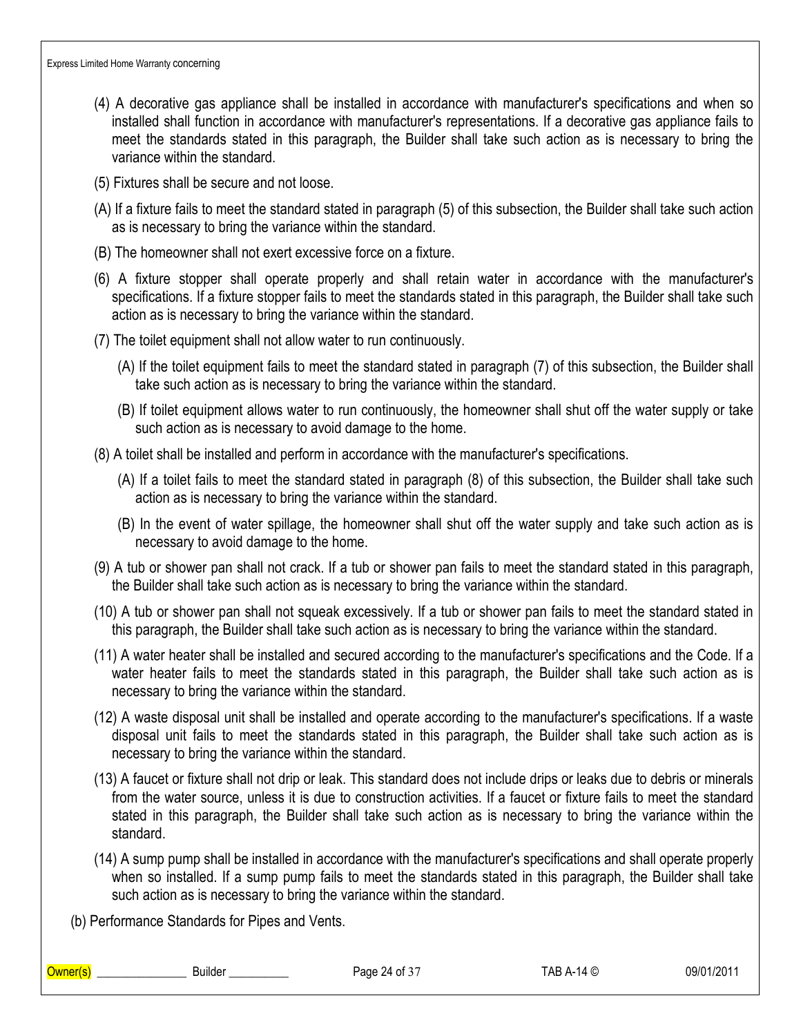(4) A decorative gas appliance shall be installed in accordance with manufacturer's specifications and when so installed shall function in accordance with manufacturer's representations. If a decorative gas appliance fails to meet the standards stated in this paragraph, the Builder shall take such action as is necessary to bring the variance within the standard.

(5) Fixtures shall be secure and not loose.

(A) If a fixture fails to meet the standard stated in paragraph (5) of this subsection, the Builder shall take such action as is necessary to bring the variance within the standard.

(B) The homeowner shall not exert excessive force on a fixture.

(6) A fixture stopper shall operate properly and shall retain water in accordance with the manufacturer's specifications. If a fixture stopper fails to meet the standards stated in this paragraph, the Builder shall take such action as is necessary to bring the variance within the standard.

(7) The toilet equipment shall not allow water to run continuously.

(A) If the toilet equipment fails to meet the standard stated in paragraph (7) of this subsection, the Builder shall take such action as is necessary to bring the variance within the standard.

(B) If toilet equipment allows water to run continuously, the homeowner shall shut off the water supply or take such action as is necessary to avoid damage to the home.

(8) A toilet shall be installed and perform in accordance with the manufacturer's specifications.

(A) If a toilet fails to meet the standard stated in paragraph (8) of this subsection, the Builder shall take such action as is necessary to bring the variance within the standard.

(B) In the event of water spillage, the homeowner shall shut off the water supply and take such action as is necessary to avoid damage to the home.

(9) A tub or shower pan shall not crack. If a tub or shower pan fails to meet the standard stated in this paragraph, the Builder shall take such action as is necessary to bring the variance within the standard.

(10) A tub or shower pan shall not squeak excessively. If a tub or shower pan fails to meet the standard stated in this paragraph, the Builder shall take such action as is necessary to bring the variance within the standard.

(11) A water heater shall be installed and secured according to the manufacturer's specifications and the Code. If a water heater fails to meet the standards stated in this paragraph, the Builder shall take such action as is necessary to bring the variance within the standard.

(12) A waste disposal unit shall be installed and operate according to the manufacturer's specifications. If a waste disposal unit fails to meet the standards stated in this paragraph, the Builder shall take such action as is necessary to bring the variance within the standard.

(13) A faucet or fixture shall not drip or leak. This standard does not include drips or leaks due to debris or minerals from the water source, unless it is due to construction activities. If a faucet or fixture fails to meet the standard stated in this paragraph, the Builder shall take such action as is necessary to bring the variance within the standard.

(14) A sump pump shall be installed in accordance with the manufacturer's specifications and shall operate properly when so installed. If a sump pump fails to meet the standards stated in this paragraph, the Builder shall take such action as is necessary to bring the variance within the standard.

(b) Performance Standards for Pipes and Vents.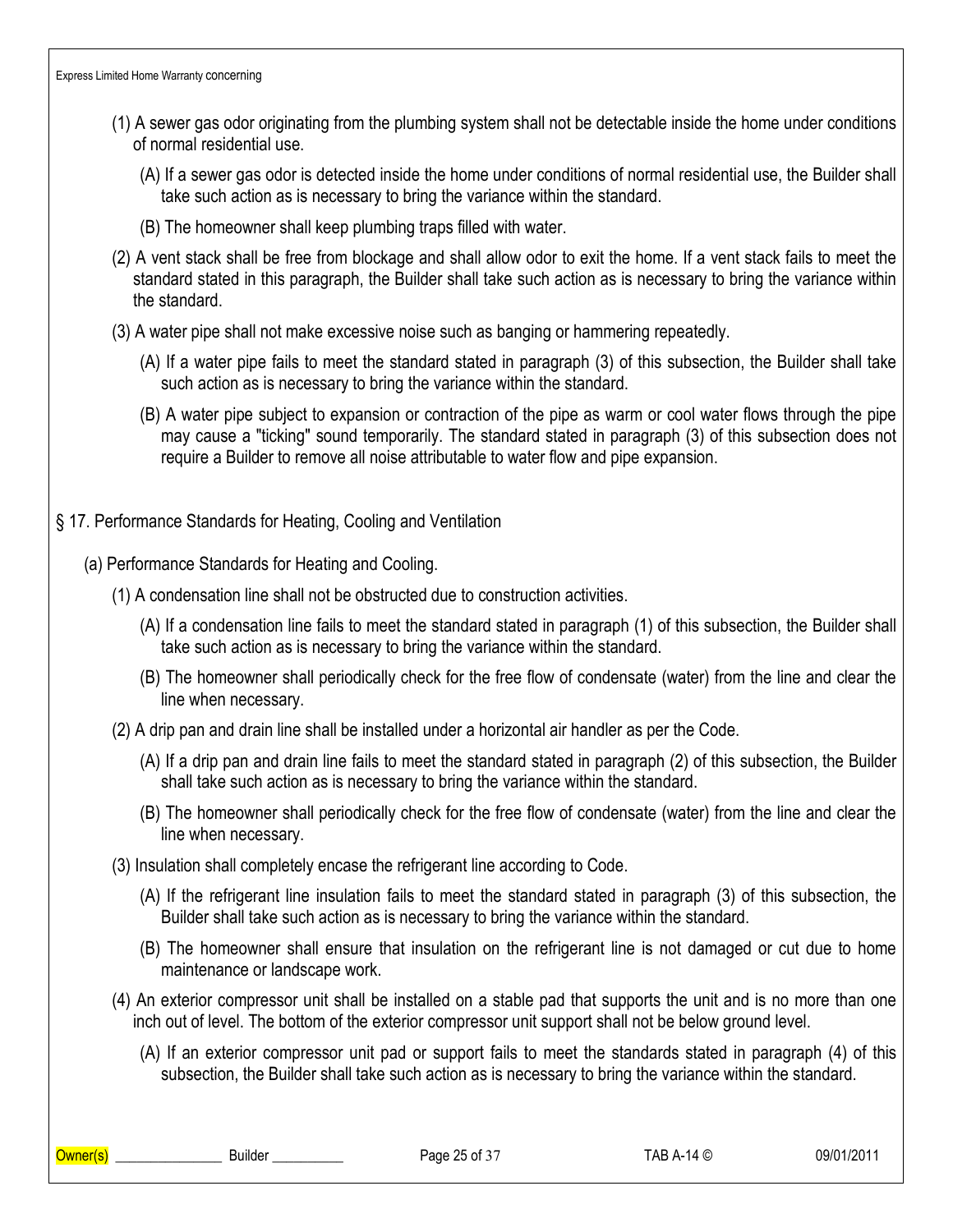(1) A sewer gas odor originating from the plumbing system shall not be detectable inside the home under conditions of normal residential use.

(A) If a sewer gas odor is detected inside the home under conditions of normal residential use, the Builder shall take such action as is necessary to bring the variance within the standard.

(B) The homeowner shall keep plumbing traps filled with water.

(2) A vent stack shall be free from blockage and shall allow odor to exit the home. If a vent stack fails to meet the standard stated in this paragraph, the Builder shall take such action as is necessary to bring the variance within the standard.

(3) A water pipe shall not make excessive noise such as banging or hammering repeatedly.

(A) If a water pipe fails to meet the standard stated in paragraph (3) of this subsection, the Builder shall take such action as is necessary to bring the variance within the standard.

(B) A water pipe subject to expansion or contraction of the pipe as warm or cool water flows through the pipe may cause a "ticking" sound temporarily. The standard stated in paragraph (3) of this subsection does not require a Builder to remove all noise attributable to water flow and pipe expansion.

## § 17. Performance Standards for Heating, Cooling and Ventilation

### (a) Performance Standards for Heating and Cooling.

(1) A condensation line shall not be obstructed due to construction activities.

(A) If a condensation line fails to meet the standard stated in paragraph (1) of this subsection, the Builder shall take such action as is necessary to bring the variance within the standard.

(B) The homeowner shall periodically check for the free flow of condensate (water) from the line and clear the line when necessary.

(2) A drip pan and drain line shall be installed under a horizontal air handler as per the Code.

(A) If a drip pan and drain line fails to meet the standard stated in paragraph (2) of this subsection, the Builder shall take such action as is necessary to bring the variance within the standard.

(B) The homeowner shall periodically check for the free flow of condensate (water) from the line and clear the line when necessary.

(3) Insulation shall completely encase the refrigerant line according to Code.

(A) If the refrigerant line insulation fails to meet the standard stated in paragraph (3) of this subsection, the Builder shall take such action as is necessary to bring the variance within the standard.

(B) The homeowner shall ensure that insulation on the refrigerant line is not damaged or cut due to home maintenance or landscape work.

(4) An exterior compressor unit shall be installed on a stable pad that supports the unit and is no more than one inch out of level. The bottom of the exterior compressor unit support shall not be below ground level.

(A) If an exterior compressor unit pad or support fails to meet the standards stated in paragraph (4) of this subsection, the Builder shall take such action as is necessary to bring the variance within the standard.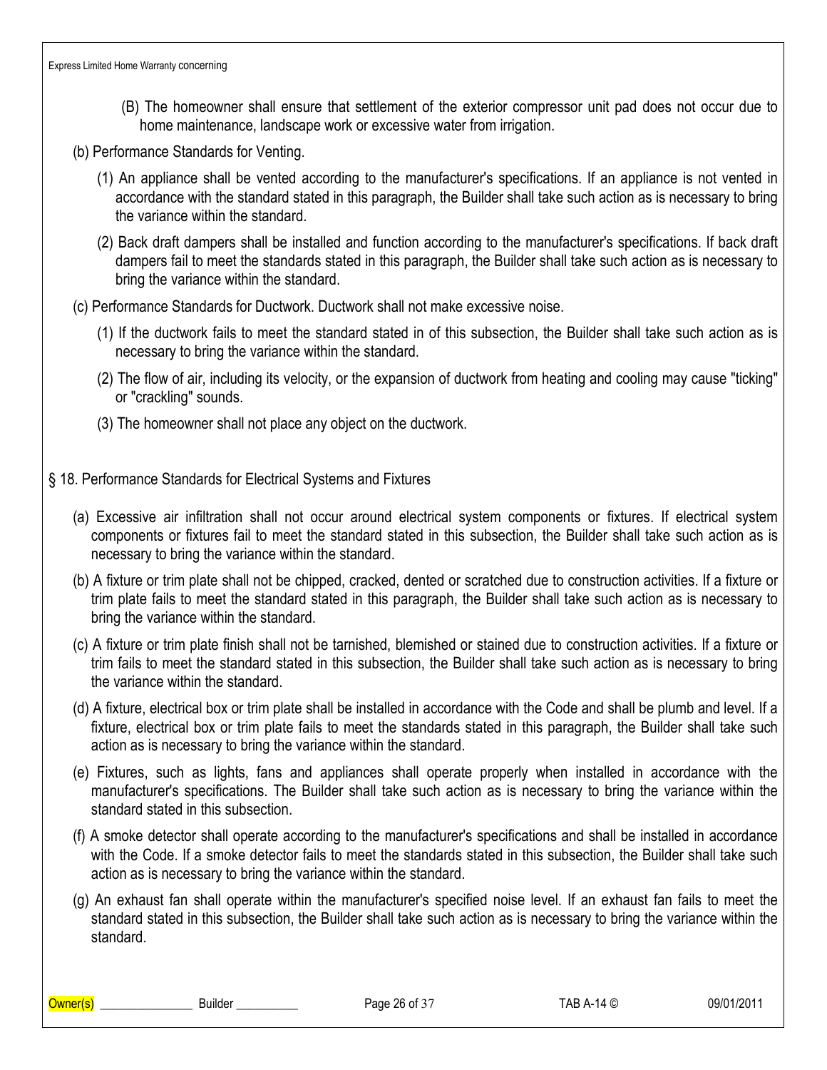(B) The homeowner shall ensure that settlement of the exterior compressor unit pad does not occur due to home maintenance, landscape work or excessive water from irrigation.

(b) Performance Standards for Venting.

(1) An appliance shall be vented according to the manufacturer's specifications. If an appliance is not vented in accordance with the standard stated in this paragraph, the Builder shall take such action as is necessary to bring the variance within the standard.

(2) Back draft dampers shall be installed and function according to the manufacturer's specifications. If back draft dampers fail to meet the standards stated in this paragraph, the Builder shall take such action as is necessary to bring the variance within the standard.

(c) Performance Standards for Ductwork. Ductwork shall not make excessive noise.

(1) If the ductwork fails to meet the standard stated in of this subsection, the Builder shall take such action as is necessary to bring the variance within the standard.

(2) The flow of air, including its velocity, or the expansion of ductwork from heating and cooling may cause "ticking" or "crackling" sounds.

(3) The homeowner shall not place any object on the ductwork.

## § 18. Performance Standards for Electrical Systems and Fixtures

(a) Excessive air infiltration shall not occur around electrical system components or fixtures. If electrical system components or fixtures fail to meet the standard stated in this subsection, the Builder shall take such action as is necessary to bring the variance within the standard.

(b) A fixture or trim plate shall not be chipped, cracked, dented or scratched due to construction activities. If a fixture or trim plate fails to meet the standard stated in this paragraph, the Builder shall take such action as is necessary to bring the variance within the standard.

(c) A fixture or trim plate finish shall not be tarnished, blemished or stained due to construction activities. If a fixture or trim fails to meet the standard stated in this subsection, the Builder shall take such action as is necessary to bring the variance within the standard.

(d) A fixture, electrical box or trim plate shall be installed in accordance with the Code and shall be plumb and level. If a fixture, electrical box or trim plate fails to meet the standards stated in this paragraph, the Builder shall take such action as is necessary to bring the variance within the standard.

(e) Fixtures, such as lights, fans and appliances shall operate properly when installed in accordance with the manufacturer's specifications. The Builder shall take such action as is necessary to bring the variance within the standard stated in this subsection.

(f) A smoke detector shall operate according to the manufacturer's specifications and shall be installed in accordance with the Code. If a smoke detector fails to meet the standards stated in this subsection, the Builder shall take such action as is necessary to bring the variance within the standard.

(g) An exhaust fan shall operate within the manufacturer's specified noise level. If an exhaust fan fails to meet the standard stated in this subsection, the Builder shall take such action as is necessary to bring the variance within the standard.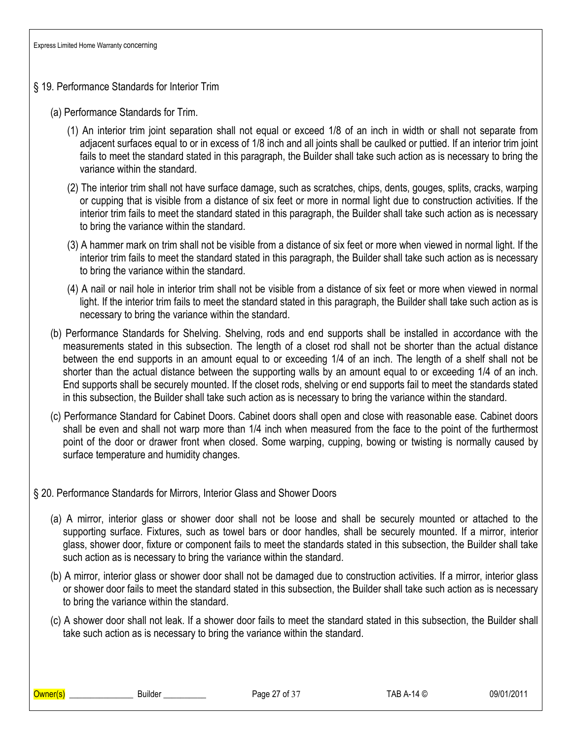## § 19. Performance Standards for Interior Trim

(a) Performance Standards for Trim.

(1) An interior trim joint separation shall not equal or exceed 1/8 of an inch in width or shall not separate from adjacent surfaces equal to or in excess of 1/8 inch and all joints shall be caulked or puttied. If an interior trim joint fails to meet the standard stated in this paragraph, the Builder shall take such action as is necessary to bring the variance within the standard.

(2) The interior trim shall not have surface damage, such as scratches, chips, dents, gouges, splits, cracks, warping or cupping that is visible from a distance of six feet or more in normal light due to construction activities. If the interior trim fails to meet the standard stated in this paragraph, the Builder shall take such action as is necessary to bring the variance within the standard.

(3) A hammer mark on trim shall not be visible from a distance of six feet or more when viewed in normal light. If the interior trim fails to meet the standard stated in this paragraph, the Builder shall take such action as is necessary to bring the variance within the standard.

(4) A nail or nail hole in interior trim shall not be visible from a distance of six feet or more when viewed in normal light. If the interior trim fails to meet the standard stated in this paragraph, the Builder shall take such action as is necessary to bring the variance within the standard.

(b) Performance Standards for Shelving. Shelving, rods and end supports shall be installed in accordance with the measurements stated in this subsection. The length of a closet rod shall not be shorter than the actual distance between the end supports in an amount equal to or exceeding 1/4 of an inch. The length of a shelf shall not be shorter than the actual distance between the supporting walls by an amount equal to or exceeding 1/4 of an inch. End supports shall be securely mounted. If the closet rods, shelving or end supports fail to meet the standards stated in this subsection, the Builder shall take such action as is necessary to bring the variance within the standard.

(c) Performance Standard for Cabinet Doors. Cabinet doors shall open and close with reasonable ease. Cabinet doors shall be even and shall not warp more than 1/4 inch when measured from the face to the point of the furthermost point of the door or drawer front when closed. Some warping, cupping, bowing or twisting is normally caused by surface temperature and humidity changes.

## § 20. Performance Standards for Mirrors, Interior Glass and Shower Doors

(a) A mirror, interior glass or shower door shall not be loose and shall be securely mounted or attached to the supporting surface. Fixtures, such as towel bars or door handles, shall be securely mounted. If a mirror, interior glass, shower door, fixture or component fails to meet the standards stated in this subsection, the Builder shall take such action as is necessary to bring the variance within the standard.

(b) A mirror, interior glass or shower door shall not be damaged due to construction activities. If a mirror, interior glass or shower door fails to meet the standard stated in this subsection, the Builder shall take such action as is necessary to bring the variance within the standard.

(c) A shower door shall not leak. If a shower door fails to meet the standard stated in this subsection, the Builder shall take such action as is necessary to bring the variance within the standard.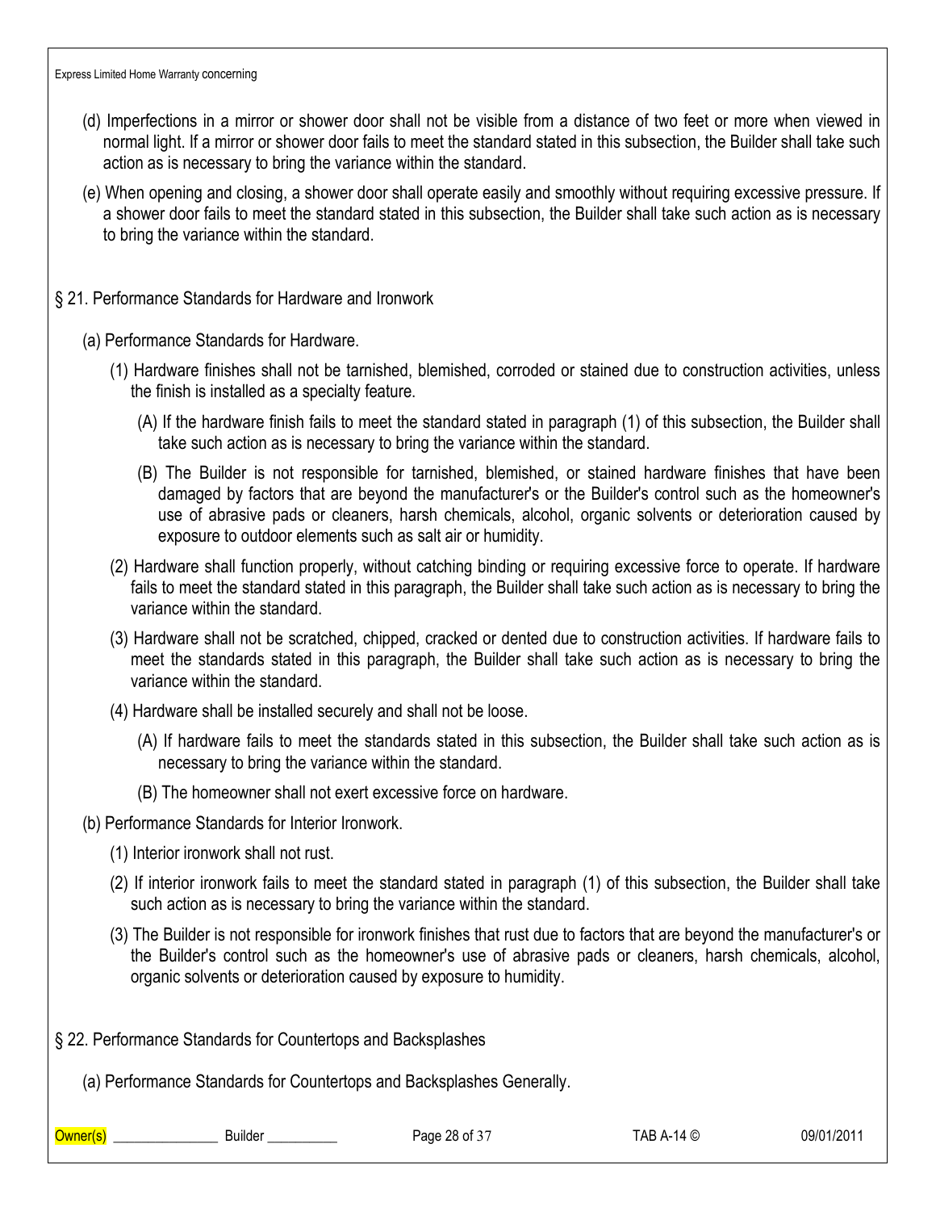(d) Imperfections in a mirror or shower door shall not be visible from a distance of two feet or more when viewed in normal light. If a mirror or shower door fails to meet the standard stated in this subsection, the Builder shall take such action as is necessary to bring the variance within the standard.

(e) When opening and closing, a shower door shall operate easily and smoothly without requiring excessive pressure. If a shower door fails to meet the standard stated in this subsection, the Builder shall take such action as is necessary to bring the variance within the standard.

## § 21. Performance Standards for Hardware and Ironwork

(a) Performance Standards for Hardware.

(1) Hardware finishes shall not be tarnished, blemished, corroded or stained due to construction activities, unless the finish is installed as a specialty feature.

(A) If the hardware finish fails to meet the standard stated in paragraph (1) of this subsection, the Builder shall take such action as is necessary to bring the variance within the standard.

(B) The Builder is not responsible for tarnished, blemished, or stained hardware finishes that have been damaged by factors that are beyond the manufacturer's or the Builder's control such as the homeowner's use of abrasive pads or cleaners, harsh chemicals, alcohol, organic solvents or deterioration caused by exposure to outdoor elements such as salt air or humidity.

(2) Hardware shall function properly, without catching binding or requiring excessive force to operate. If hardware fails to meet the standard stated in this paragraph, the Builder shall take such action as is necessary to bring the variance within the standard.

(3) Hardware shall not be scratched, chipped, cracked or dented due to construction activities. If hardware fails to meet the standards stated in this paragraph, the Builder shall take such action as is necessary to bring the variance within the standard.

(4) Hardware shall be installed securely and shall not be loose.

(A) If hardware fails to meet the standards stated in this subsection, the Builder shall take such action as is necessary to bring the variance within the standard.

(B) The homeowner shall not exert excessive force on hardware.

(b) Performance Standards for Interior Ironwork.

(1) Interior ironwork shall not rust.

(2) If interior ironwork fails to meet the standard stated in paragraph (1) of this subsection, the Builder shall take such action as is necessary to bring the variance within the standard.

(3) The Builder is not responsible for ironwork finishes that rust due to factors that are beyond the manufacturer's or the Builder's control such as the homeowner's use of abrasive pads or cleaners, harsh chemicals, alcohol, organic solvents or deterioration caused by exposure to humidity.

## § 22. Performance Standards for Countertops and Backsplashes

(a) Performance Standards for Countertops and Backsplashes Generally.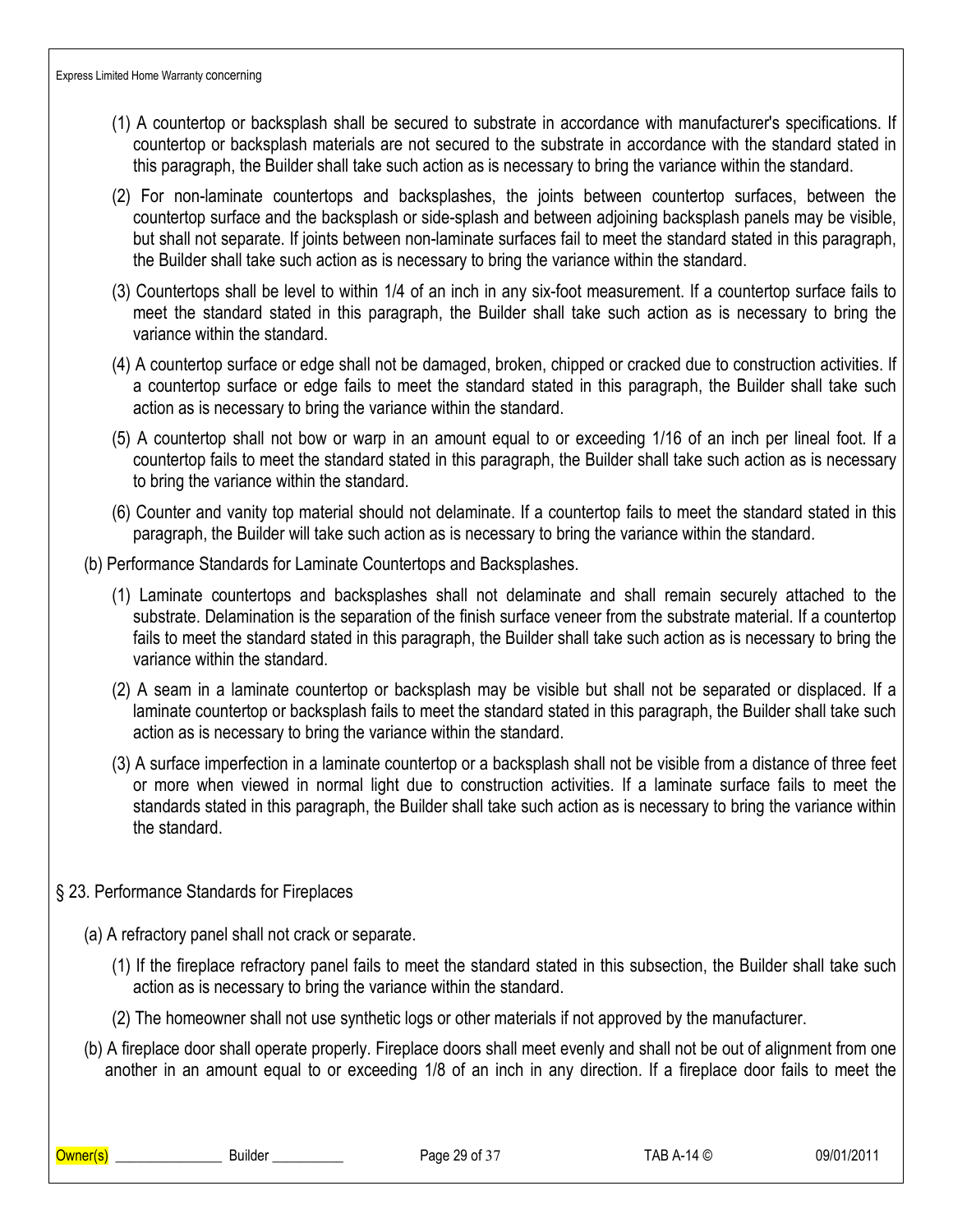(1) A countertop or backsplash shall be secured to substrate in accordance with manufacturer's specifications. If countertop or backsplash materials are not secured to the substrate in accordance with the standard stated in this paragraph, the Builder shall take such action as is necessary to bring the variance within the standard.

(2) For non-laminate countertops and backsplashes, the joints between countertop surfaces, between the countertop surface and the backsplash or side-splash and between adjoining backsplash panels may be visible, but shall not separate. If joints between non-laminate surfaces fail to meet the standard stated in this paragraph, the Builder shall take such action as is necessary to bring the variance within the standard.

(3) Countertops shall be level to within 1/4 of an inch in any six-foot measurement. If a countertop surface fails to meet the standard stated in this paragraph, the Builder shall take such action as is necessary to bring the variance within the standard.

(4) A countertop surface or edge shall not be damaged, broken, chipped or cracked due to construction activities. If a countertop surface or edge fails to meet the standard stated in this paragraph, the Builder shall take such action as is necessary to bring the variance within the standard.

(5) A countertop shall not bow or warp in an amount equal to or exceeding 1/16 of an inch per lineal foot. If a countertop fails to meet the standard stated in this paragraph, the Builder shall take such action as is necessary to bring the variance within the standard.

(6) Counter and vanity top material should not delaminate. If a countertop fails to meet the standard stated in this paragraph, the Builder will take such action as is necessary to bring the variance within the standard.

(b) Performance Standards for Laminate Countertops and Backsplashes.

(1) Laminate countertops and backsplashes shall not delaminate and shall remain securely attached to the substrate. Delamination is the separation of the finish surface veneer from the substrate material. If a countertop fails to meet the standard stated in this paragraph, the Builder shall take such action as is necessary to bring the variance within the standard.

(2) A seam in a laminate countertop or backsplash may be visible but shall not be separated or displaced. If a laminate countertop or backsplash fails to meet the standard stated in this paragraph, the Builder shall take such action as is necessary to bring the variance within the standard.

(3) A surface imperfection in a laminate countertop or a backsplash shall not be visible from a distance of three feet or more when viewed in normal light due to construction activities. If a laminate surface fails to meet the standards stated in this paragraph, the Builder shall take such action as is necessary to bring the variance within the standard.

## § 23. Performance Standards for Fireplaces

(a) A refractory panel shall not crack or separate.

(1) If the fireplace refractory panel fails to meet the standard stated in this subsection, the Builder shall take such action as is necessary to bring the variance within the standard.

(2) The homeowner shall not use synthetic logs or other materials if not approved by the manufacturer.

(b) A fireplace door shall operate properly. Fireplace doors shall meet evenly and shall not be out of alignment from one another in an amount equal to or exceeding 1/8 of an inch in any direction. If a fireplace door fails to meet the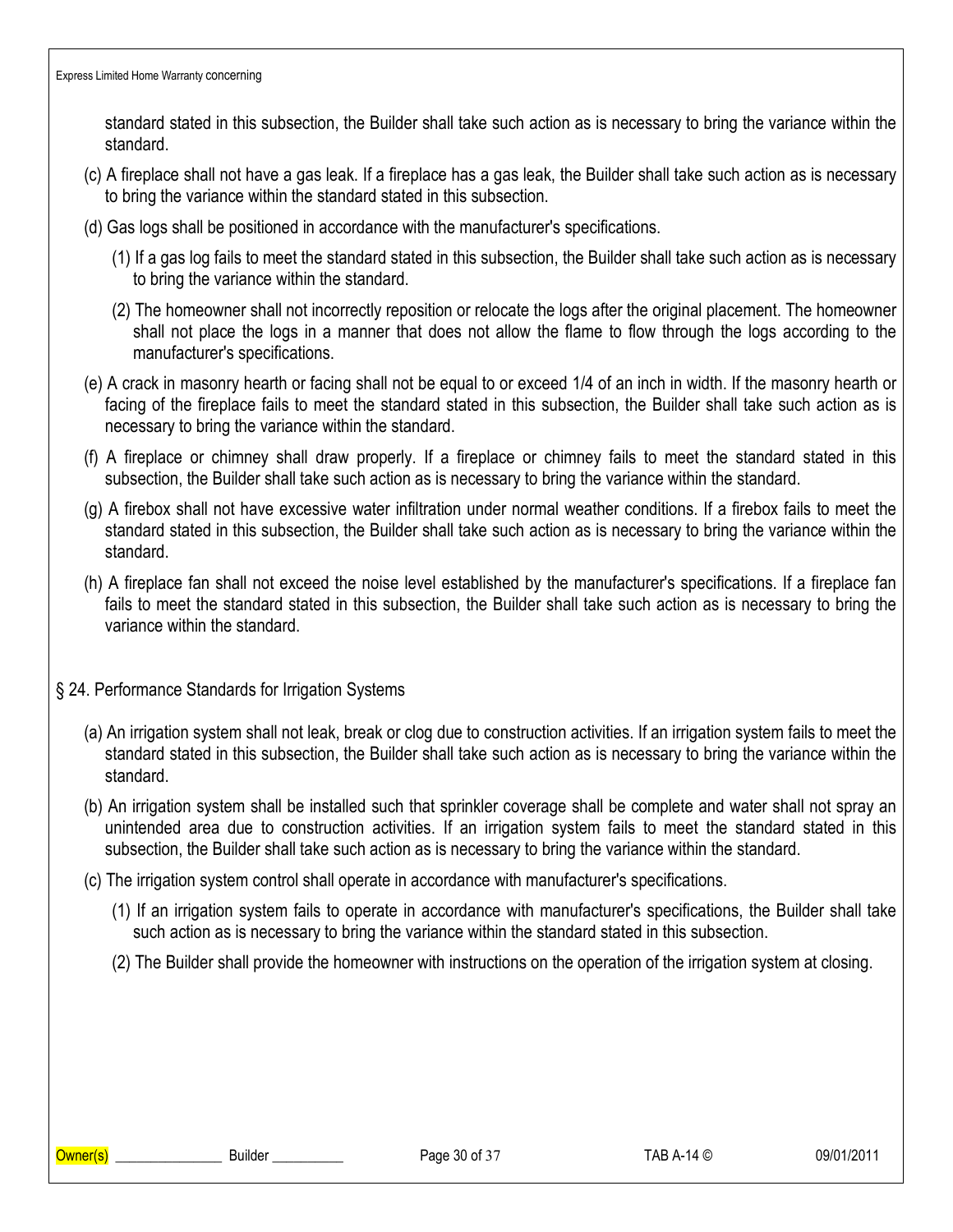standard stated in this subsection, the Builder shall take such action as is necessary to bring the variance within the standard.

(c) A fireplace shall not have a gas leak. If a fireplace has a gas leak, the Builder shall take such action as is necessary to bring the variance within the standard stated in this subsection.

(d) Gas logs shall be positioned in accordance with the manufacturer's specifications.

  (1) If a gas log fails to meet the standard stated in this subsection, the Builder shall take such action as is necessary to bring the variance within the standard.

  (2) The homeowner shall not incorrectly reposition or relocate the logs after the original placement. The homeowner shall not place the logs in a manner that does not allow the flame to flow through the logs according to the manufacturer's specifications.

(e) A crack in masonry hearth or facing shall not be equal to or exceed 1/4 of an inch in width. If the masonry hearth or facing of the fireplace fails to meet the standard stated in this subsection, the Builder shall take such action as is necessary to bring the variance within the standard.

(f) A fireplace or chimney shall draw properly. If a fireplace or chimney fails to meet the standard stated in this subsection, the Builder shall take such action as is necessary to bring the variance within the standard.

(g) A firebox shall not have excessive water infiltration under normal weather conditions. If a firebox fails to meet the standard stated in this subsection, the Builder shall take such action as is necessary to bring the variance within the standard.

(h) A fireplace fan shall not exceed the noise level established by the manufacturer's specifications. If a fireplace fan fails to meet the standard stated in this subsection, the Builder shall take such action as is necessary to bring the variance within the standard.

## § 24. Performance Standards for Irrigation Systems

(a) An irrigation system shall not leak, break or clog due to construction activities. If an irrigation system fails to meet the standard stated in this subsection, the Builder shall take such action as is necessary to bring the variance within the standard.

(b) An irrigation system shall be installed such that sprinkler coverage shall be complete and water shall not spray an unintended area due to construction activities. If an irrigation system fails to meet the standard stated in this subsection, the Builder shall take such action as is necessary to bring the variance within the standard.

(c) The irrigation system control shall operate in accordance with manufacturer's specifications.

  (1) If an irrigation system fails to operate in accordance with manufacturer's specifications, the Builder shall take such action as is necessary to bring the variance within the standard stated in this subsection.

  (2) The Builder shall provide the homeowner with instructions on the operation of the irrigation system at closing.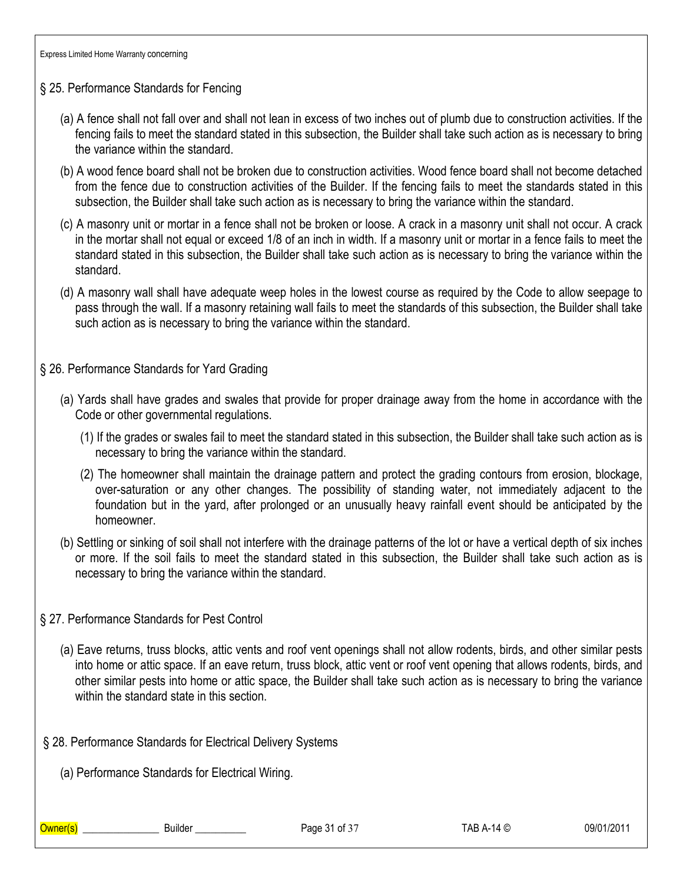## § 25. Performance Standards for Fencing

(a) A fence shall not fall over and shall not lean in excess of two inches out of plumb due to construction activities. If the fencing fails to meet the standard stated in this subsection, the Builder shall take such action as is necessary to bring the variance within the standard.

(b) A wood fence board shall not be broken due to construction activities. Wood fence board shall not become detached from the fence due to construction activities of the Builder. If the fencing fails to meet the standards stated in this subsection, the Builder shall take such action as is necessary to bring the variance within the standard.

(c) A masonry unit or mortar in a fence shall not be broken or loose. A crack in a masonry unit shall not occur. A crack in the mortar shall not equal or exceed 1/8 of an inch in width. If a masonry unit or mortar in a fence fails to meet the standard stated in this subsection, the Builder shall take such action as is necessary to bring the variance within the standard.

(d) A masonry wall shall have adequate weep holes in the lowest course as required by the Code to allow seepage to pass through the wall. If a masonry retaining wall fails to meet the standards of this subsection, the Builder shall take such action as is necessary to bring the variance within the standard.

## § 26. Performance Standards for Yard Grading

(a) Yards shall have grades and swales that provide for proper drainage away from the home in accordance with the Code or other governmental regulations.

(1) If the grades or swales fail to meet the standard stated in this subsection, the Builder shall take such action as is necessary to bring the variance within the standard.

(2) The homeowner shall maintain the drainage pattern and protect the grading contours from erosion, blockage, over-saturation or any other changes. The possibility of standing water, not immediately adjacent to the foundation but in the yard, after prolonged or an unusually heavy rainfall event should be anticipated by the homeowner.

(b) Settling or sinking of soil shall not interfere with the drainage patterns of the lot or have a vertical depth of six inches or more. If the soil fails to meet the standard stated in this subsection, the Builder shall take such action as is necessary to bring the variance within the standard.

## § 27. Performance Standards for Pest Control

(a) Eave returns, truss blocks, attic vents and roof vent openings shall not allow rodents, birds, and other similar pests into home or attic space. If an eave return, truss block, attic vent or roof vent opening that allows rodents, birds, and other similar pests into home or attic space, the Builder shall take such action as is necessary to bring the variance within the standard state in this section.

## § 28. Performance Standards for Electrical Delivery Systems

(a) Performance Standards for Electrical Wiring.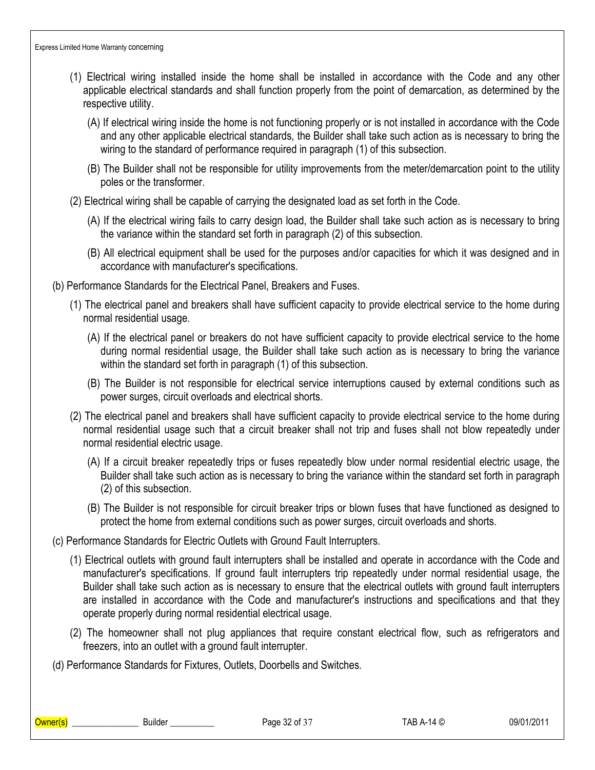(1) Electrical wiring installed inside the home shall be installed in accordance with the Code and any other applicable electrical standards and shall function properly from the point of demarcation, as determined by the respective utility.

(A) If electrical wiring inside the home is not functioning properly or is not installed in accordance with the Code and any other applicable electrical standards, the Builder shall take such action as is necessary to bring the wiring to the standard of performance required in paragraph (1) of this subsection.

(B) The Builder shall not be responsible for utility improvements from the meter/demarcation point to the utility poles or the transformer.

(2) Electrical wiring shall be capable of carrying the designated load as set forth in the Code.

(A) If the electrical wiring fails to carry design load, the Builder shall take such action as is necessary to bring the variance within the standard set forth in paragraph (2) of this subsection.

(B) All electrical equipment shall be used for the purposes and/or capacities for which it was designed and in accordance with manufacturer's specifications.

(b) Performance Standards for the Electrical Panel, Breakers and Fuses.

(1) The electrical panel and breakers shall have sufficient capacity to provide electrical service to the home during normal residential usage.

(A) If the electrical panel or breakers do not have sufficient capacity to provide electrical service to the home during normal residential usage, the Builder shall take such action as is necessary to bring the variance within the standard set forth in paragraph (1) of this subsection.

(B) The Builder is not responsible for electrical service interruptions caused by external conditions such as power surges, circuit overloads and electrical shorts.

(2) The electrical panel and breakers shall have sufficient capacity to provide electrical service to the home during normal residential usage such that a circuit breaker shall not trip and fuses shall not blow repeatedly under normal residential electric usage.

(A) If a circuit breaker repeatedly trips or fuses repeatedly blow under normal residential electric usage, the Builder shall take such action as is necessary to bring the variance within the standard set forth in paragraph (2) of this subsection.

(B) The Builder is not responsible for circuit breaker trips or blown fuses that have functioned as designed to protect the home from external conditions such as power surges, circuit overloads and shorts.

(c) Performance Standards for Electric Outlets with Ground Fault Interrupters.

(1) Electrical outlets with ground fault interrupters shall be installed and operate in accordance with the Code and manufacturer's specifications. If ground fault interrupters trip repeatedly under normal residential usage, the Builder shall take such action as is necessary to ensure that the electrical outlets with ground fault interrupters are installed in accordance with the Code and manufacturer's instructions and specifications and that they operate properly during normal residential electrical usage.

(2) The homeowner shall not plug appliances that require constant electrical flow, such as refrigerators and freezers, into an outlet with a ground fault interrupter.

(d) Performance Standards for Fixtures, Outlets, Doorbells and Switches.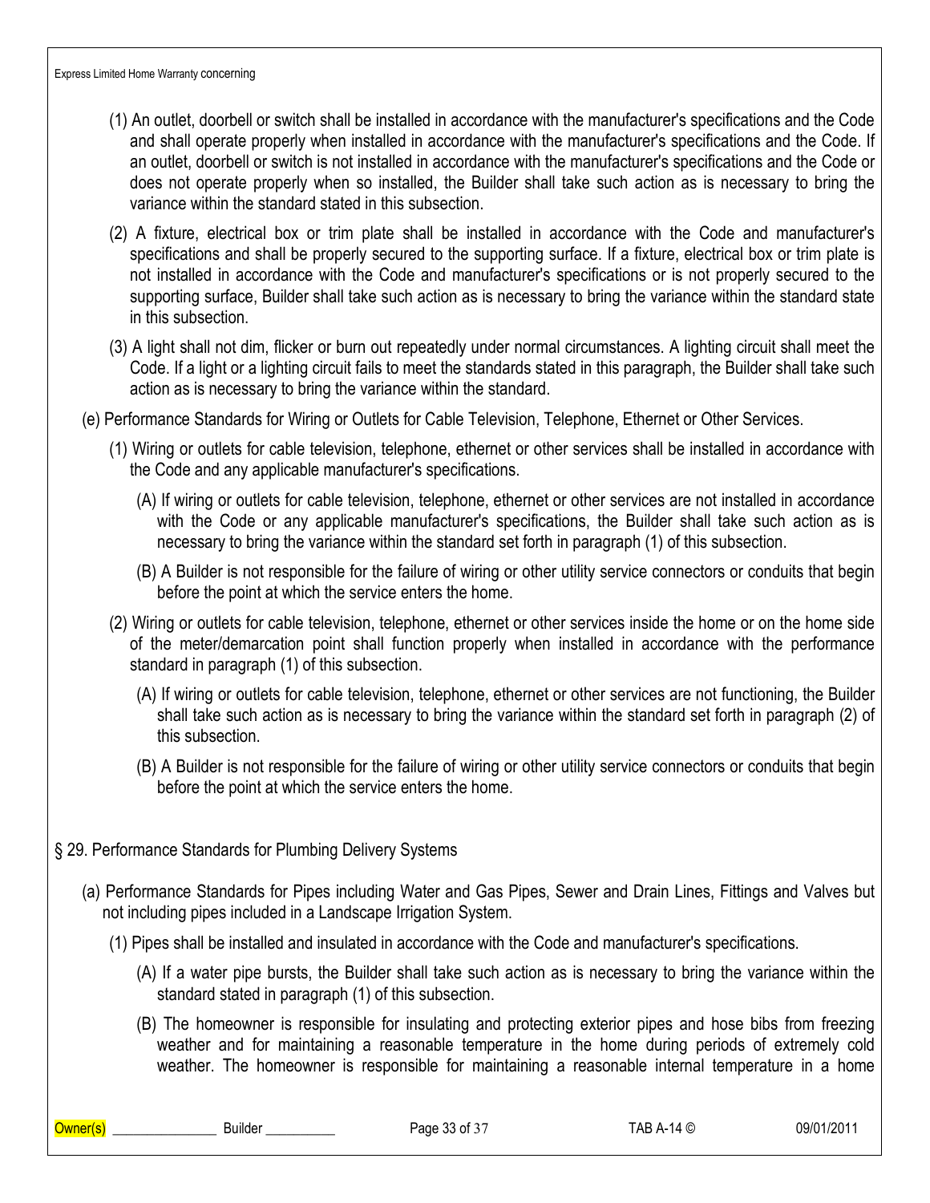(1) An outlet, doorbell or switch shall be installed in accordance with the manufacturer's specifications and the Code and shall operate properly when installed in accordance with the manufacturer's specifications and the Code. If an outlet, doorbell or switch is not installed in accordance with the manufacturer's specifications and the Code or does not operate properly when so installed, the Builder shall take such action as is necessary to bring the variance within the standard stated in this subsection.

(2) A fixture, electrical box or trim plate shall be installed in accordance with the Code and manufacturer's specifications and shall be properly secured to the supporting surface. If a fixture, electrical box or trim plate is not installed in accordance with the Code and manufacturer's specifications or is not properly secured to the supporting surface, Builder shall take such action as is necessary to bring the variance within the standard state in this subsection.

(3) A light shall not dim, flicker or burn out repeatedly under normal circumstances. A lighting circuit shall meet the Code. If a light or a lighting circuit fails to meet the standards stated in this paragraph, the Builder shall take such action as is necessary to bring the variance within the standard.

(e) Performance Standards for Wiring or Outlets for Cable Television, Telephone, Ethernet or Other Services.

(1) Wiring or outlets for cable television, telephone, ethernet or other services shall be installed in accordance with the Code and any applicable manufacturer's specifications.

(A) If wiring or outlets for cable television, telephone, ethernet or other services are not installed in accordance with the Code or any applicable manufacturer's specifications, the Builder shall take such action as is necessary to bring the variance within the standard set forth in paragraph (1) of this subsection.

(B) A Builder is not responsible for the failure of wiring or other utility service connectors or conduits that begin before the point at which the service enters the home.

(2) Wiring or outlets for cable television, telephone, ethernet or other services inside the home or on the home side of the meter/demarcation point shall function properly when installed in accordance with the performance standard in paragraph (1) of this subsection.

(A) If wiring or outlets for cable television, telephone, ethernet or other services are not functioning, the Builder shall take such action as is necessary to bring the variance within the standard set forth in paragraph (2) of this subsection.

(B) A Builder is not responsible for the failure of wiring or other utility service connectors or conduits that begin before the point at which the service enters the home.

§ 29. Performance Standards for Plumbing Delivery Systems

(a) Performance Standards for Pipes including Water and Gas Pipes, Sewer and Drain Lines, Fittings and Valves but not including pipes included in a Landscape Irrigation System.

(1) Pipes shall be installed and insulated in accordance with the Code and manufacturer's specifications.

(A) If a water pipe bursts, the Builder shall take such action as is necessary to bring the variance within the standard stated in paragraph (1) of this subsection.

(B) The homeowner is responsible for insulating and protecting exterior pipes and hose bibs from freezing weather and for maintaining a reasonable temperature in the home during periods of extremely cold weather. The homeowner is responsible for maintaining a reasonable internal temperature in a home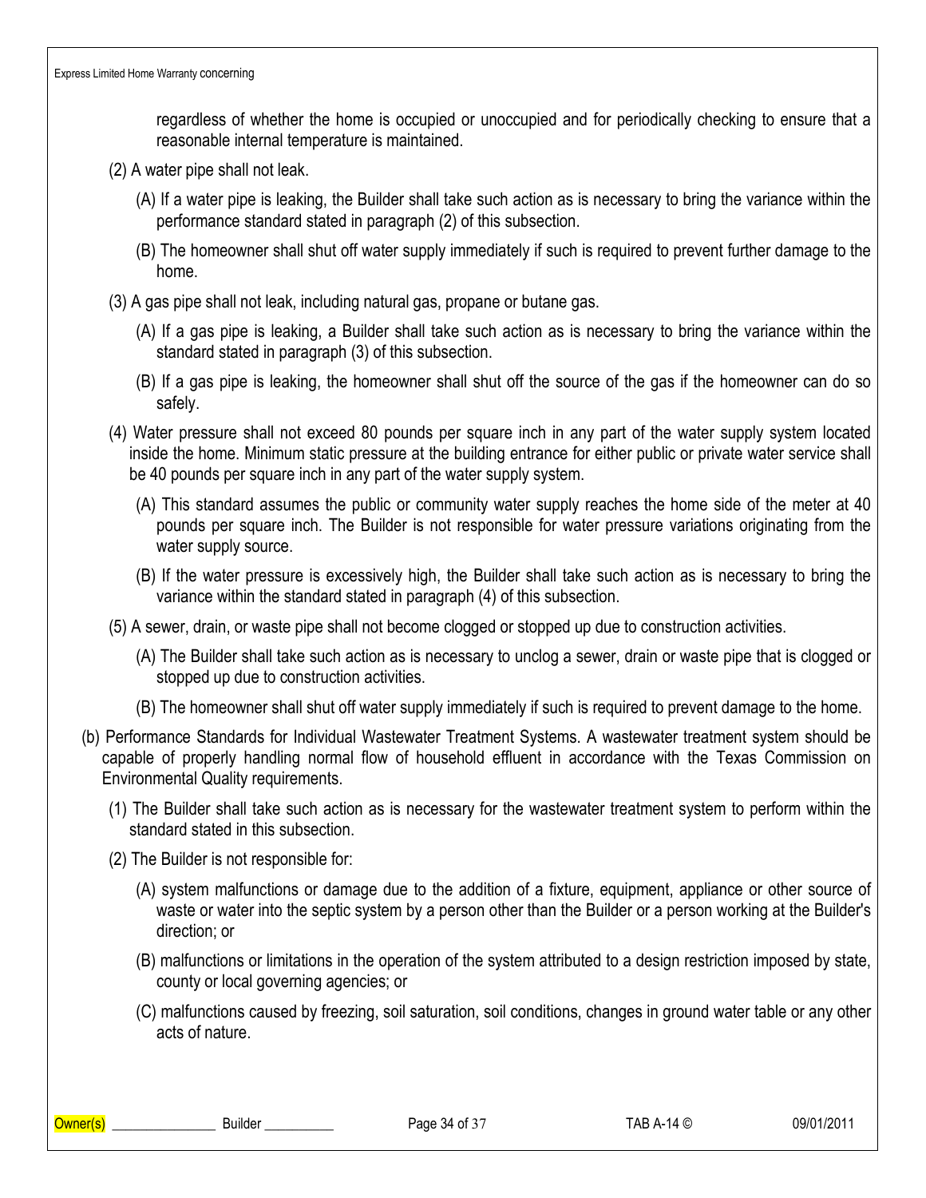regardless of whether the home is occupied or unoccupied and for periodically checking to ensure that a reasonable internal temperature is maintained.

(2) A water pipe shall not leak.

(A) If a water pipe is leaking, the Builder shall take such action as is necessary to bring the variance within the performance standard stated in paragraph (2) of this subsection.

(B) The homeowner shall shut off water supply immediately if such is required to prevent further damage to the home.

(3) A gas pipe shall not leak, including natural gas, propane or butane gas.

(A) If a gas pipe is leaking, a Builder shall take such action as is necessary to bring the variance within the standard stated in paragraph (3) of this subsection.

(B) If a gas pipe is leaking, the homeowner shall shut off the source of the gas if the homeowner can do so safely.

(4) Water pressure shall not exceed 80 pounds per square inch in any part of the water supply system located inside the home. Minimum static pressure at the building entrance for either public or private water service shall be 40 pounds per square inch in any part of the water supply system.

(A) This standard assumes the public or community water supply reaches the home side of the meter at 40 pounds per square inch. The Builder is not responsible for water pressure variations originating from the water supply source.

(B) If the water pressure is excessively high, the Builder shall take such action as is necessary to bring the variance within the standard stated in paragraph (4) of this subsection.

(5) A sewer, drain, or waste pipe shall not become clogged or stopped up due to construction activities.

(A) The Builder shall take such action as is necessary to unclog a sewer, drain or waste pipe that is clogged or stopped up due to construction activities.

(B) The homeowner shall shut off water supply immediately if such is required to prevent damage to the home.

(b) Performance Standards for Individual Wastewater Treatment Systems. A wastewater treatment system should be capable of properly handling normal flow of household effluent in accordance with the Texas Commission on Environmental Quality requirements.

(1) The Builder shall take such action as is necessary for the wastewater treatment system to perform within the standard stated in this subsection.

(2) The Builder is not responsible for:

(A) system malfunctions or damage due to the addition of a fixture, equipment, appliance or other source of waste or water into the septic system by a person other than the Builder or a person working at the Builder's direction; or

(B) malfunctions or limitations in the operation of the system attributed to a design restriction imposed by state, county or local governing agencies; or

(C) malfunctions caused by freezing, soil saturation, soil conditions, changes in ground water table or any other acts of nature.

Owner(s) _______________ Builder __________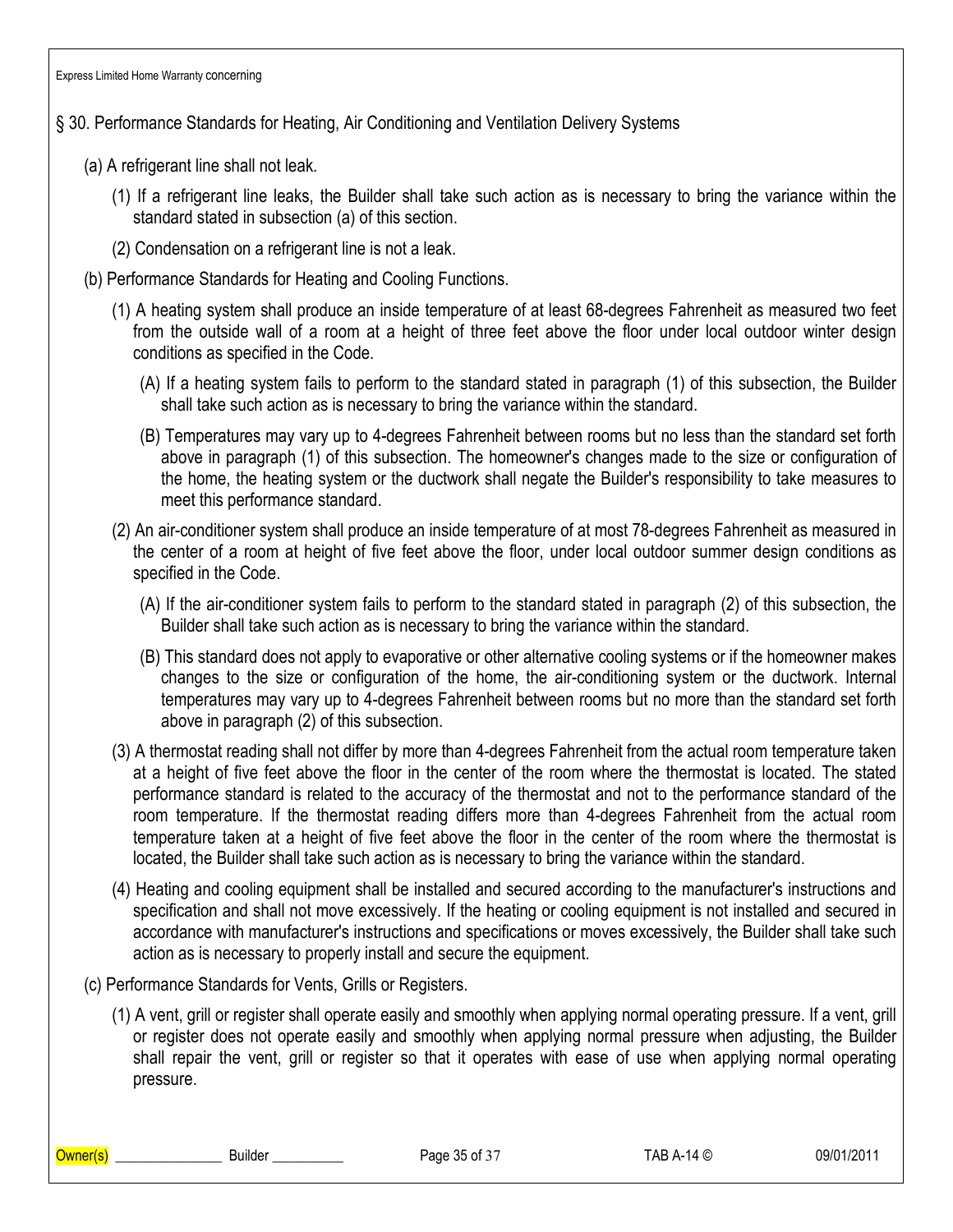## § 30. Performance Standards for Heating, Air Conditioning and Ventilation Delivery Systems

(a) A refrigerant line shall not leak.

(1) If a refrigerant line leaks, the Builder shall take such action as is necessary to bring the variance within the standard stated in subsection (a) of this section.

(2) Condensation on a refrigerant line is not a leak.

(b) Performance Standards for Heating and Cooling Functions.

(1) A heating system shall produce an inside temperature of at least 68-degrees Fahrenheit as measured two feet from the outside wall of a room at a height of three feet above the floor under local outdoor winter design conditions as specified in the Code.

(A) If a heating system fails to perform to the standard stated in paragraph (1) of this subsection, the Builder shall take such action as is necessary to bring the variance within the standard.

(B) Temperatures may vary up to 4-degrees Fahrenheit between rooms but no less than the standard set forth above in paragraph (1) of this subsection. The homeowner's changes made to the size or configuration of the home, the heating system or the ductwork shall negate the Builder's responsibility to take measures to meet this performance standard.

(2) An air-conditioner system shall produce an inside temperature of at most 78-degrees Fahrenheit as measured in the center of a room at height of five feet above the floor, under local outdoor summer design conditions as specified in the Code.

(A) If the air-conditioner system fails to perform to the standard stated in paragraph (2) of this subsection, the Builder shall take such action as is necessary to bring the variance within the standard.

(B) This standard does not apply to evaporative or other alternative cooling systems or if the homeowner makes changes to the size or configuration of the home, the air-conditioning system or the ductwork. Internal temperatures may vary up to 4-degrees Fahrenheit between rooms but no more than the standard set forth above in paragraph (2) of this subsection.

(3) A thermostat reading shall not differ by more than 4-degrees Fahrenheit from the actual room temperature taken at a height of five feet above the floor in the center of the room where the thermostat is located. The stated performance standard is related to the accuracy of the thermostat and not to the performance standard of the room temperature. If the thermostat reading differs more than 4-degrees Fahrenheit from the actual room temperature taken at a height of five feet above the floor in the center of the room where the thermostat is located, the Builder shall take such action as is necessary to bring the variance within the standard.

(4) Heating and cooling equipment shall be installed and secured according to the manufacturer's instructions and specification and shall not move excessively. If the heating or cooling equipment is not installed and secured in accordance with manufacturer's instructions and specifications or moves excessively, the Builder shall take such action as is necessary to properly install and secure the equipment.

(c) Performance Standards for Vents, Grills or Registers.

(1) A vent, grill or register shall operate easily and smoothly when applying normal operating pressure. If a vent, grill or register does not operate easily and smoothly when applying normal pressure when adjusting, the Builder shall repair the vent, grill or register so that it operates with ease of use when applying normal operating pressure.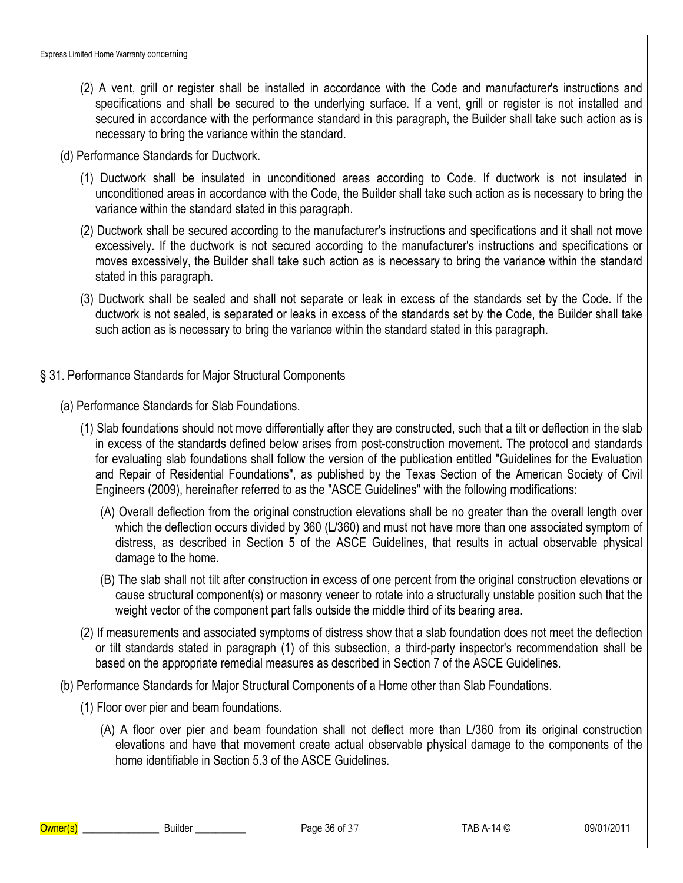(2) A vent, grill or register shall be installed in accordance with the Code and manufacturer's instructions and specifications and shall be secured to the underlying surface. If a vent, grill or register is not installed and secured in accordance with the performance standard in this paragraph, the Builder shall take such action as is necessary to bring the variance within the standard.

(d) Performance Standards for Ductwork.

(1) Ductwork shall be insulated in unconditioned areas according to Code. If ductwork is not insulated in unconditioned areas in accordance with the Code, the Builder shall take such action as is necessary to bring the variance within the standard stated in this paragraph.

(2) Ductwork shall be secured according to the manufacturer's instructions and specifications and it shall not move excessively. If the ductwork is not secured according to the manufacturer's instructions and specifications or moves excessively, the Builder shall take such action as is necessary to bring the variance within the standard stated in this paragraph.

(3) Ductwork shall be sealed and shall not separate or leak in excess of the standards set by the Code. If the ductwork is not sealed, is separated or leaks in excess of the standards set by the Code, the Builder shall take such action as is necessary to bring the variance within the standard stated in this paragraph.

## § 31. Performance Standards for Major Structural Components

(a) Performance Standards for Slab Foundations.

(1) Slab foundations should not move differentially after they are constructed, such that a tilt or deflection in the slab in excess of the standards defined below arises from post-construction movement. The protocol and standards for evaluating slab foundations shall follow the version of the publication entitled "Guidelines for the Evaluation and Repair of Residential Foundations", as published by the Texas Section of the American Society of Civil Engineers (2009), hereinafter referred to as the "ASCE Guidelines" with the following modifications:

(A) Overall deflection from the original construction elevations shall be no greater than the overall length over which the deflection occurs divided by 360 (L/360) and must not have more than one associated symptom of distress, as described in Section 5 of the ASCE Guidelines, that results in actual observable physical damage to the home.

(B) The slab shall not tilt after construction in excess of one percent from the original construction elevations or cause structural component(s) or masonry veneer to rotate into a structurally unstable position such that the weight vector of the component part falls outside the middle third of its bearing area.

(2) If measurements and associated symptoms of distress show that a slab foundation does not meet the deflection or tilt standards stated in paragraph (1) of this subsection, a third-party inspector's recommendation shall be based on the appropriate remedial measures as described in Section 7 of the ASCE Guidelines.

(b) Performance Standards for Major Structural Components of a Home other than Slab Foundations.

(1) Floor over pier and beam foundations.

(A) A floor over pier and beam foundation shall not deflect more than L/360 from its original construction elevations and have that movement create actual observable physical damage to the components of the home identifiable in Section 5.3 of the ASCE Guidelines.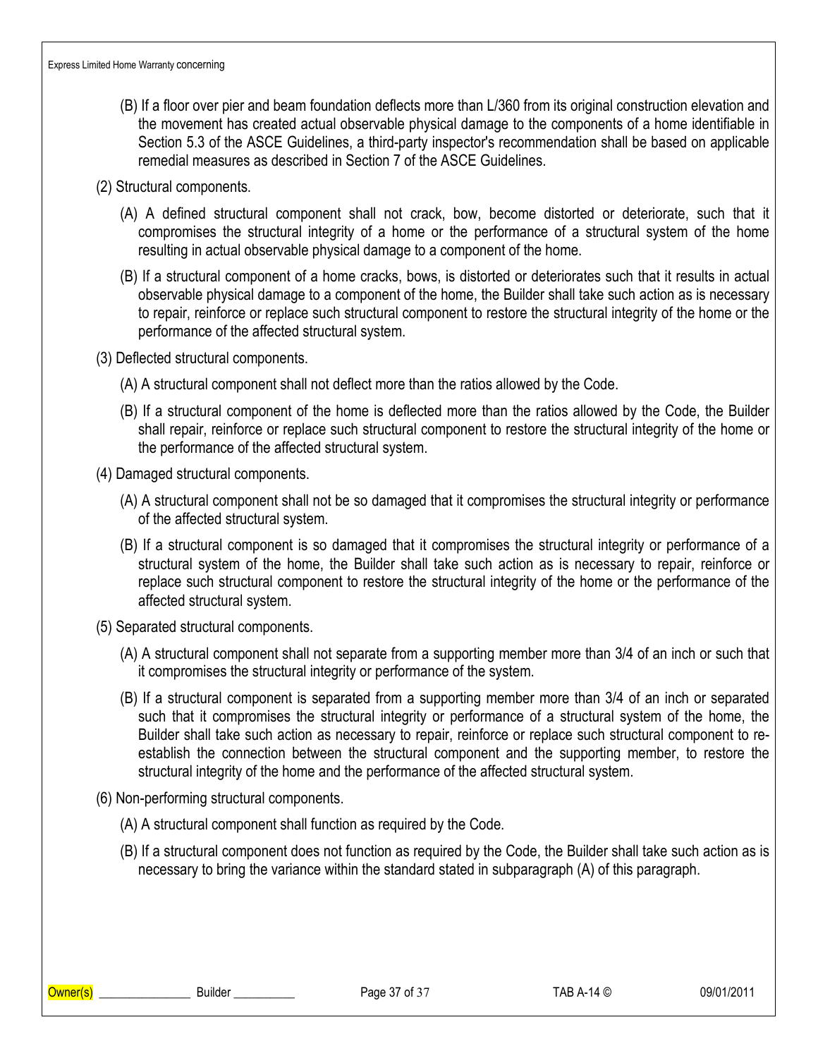(B) If a floor over pier and beam foundation deflects more than L/360 from its original construction elevation and the movement has created actual observable physical damage to the components of a home identifiable in Section 5.3 of the ASCE Guidelines, a third-party inspector's recommendation shall be based on applicable remedial measures as described in Section 7 of the ASCE Guidelines.

(2) Structural components.

(A) A defined structural component shall not crack, bow, become distorted or deteriorate, such that it compromises the structural integrity of a home or the performance of a structural system of the home resulting in actual observable physical damage to a component of the home.

(B) If a structural component of a home cracks, bows, is distorted or deteriorates such that it results in actual observable physical damage to a component of the home, the Builder shall take such action as is necessary to repair, reinforce or replace such structural component to restore the structural integrity of the home or the performance of the affected structural system.

(3) Deflected structural components.

(A) A structural component shall not deflect more than the ratios allowed by the Code.

(B) If a structural component of the home is deflected more than the ratios allowed by the Code, the Builder shall repair, reinforce or replace such structural component to restore the structural integrity of the home or the performance of the affected structural system.

(4) Damaged structural components.

(A) A structural component shall not be so damaged that it compromises the structural integrity or performance of the affected structural system.

(B) If a structural component is so damaged that it compromises the structural integrity or performance of a structural system of the home, the Builder shall take such action as is necessary to repair, reinforce or replace such structural component to restore the structural integrity of the home or the performance of the affected structural system.

(5) Separated structural components.

(A) A structural component shall not separate from a supporting member more than 3/4 of an inch or such that it compromises the structural integrity or performance of the system.

(B) If a structural component is separated from a supporting member more than 3/4 of an inch or separated such that it compromises the structural integrity or performance of a structural system of the home, the Builder shall take such action as necessary to repair, reinforce or replace such structural component to re-establish the connection between the structural component and the supporting member, to restore the structural integrity of the home and the performance of the affected structural system.

(6) Non-performing structural components.

(A) A structural component shall function as required by the Code.

(B) If a structural component does not function as required by the Code, the Builder shall take such action as is necessary to bring the variance within the standard stated in subparagraph (A) of this paragraph.